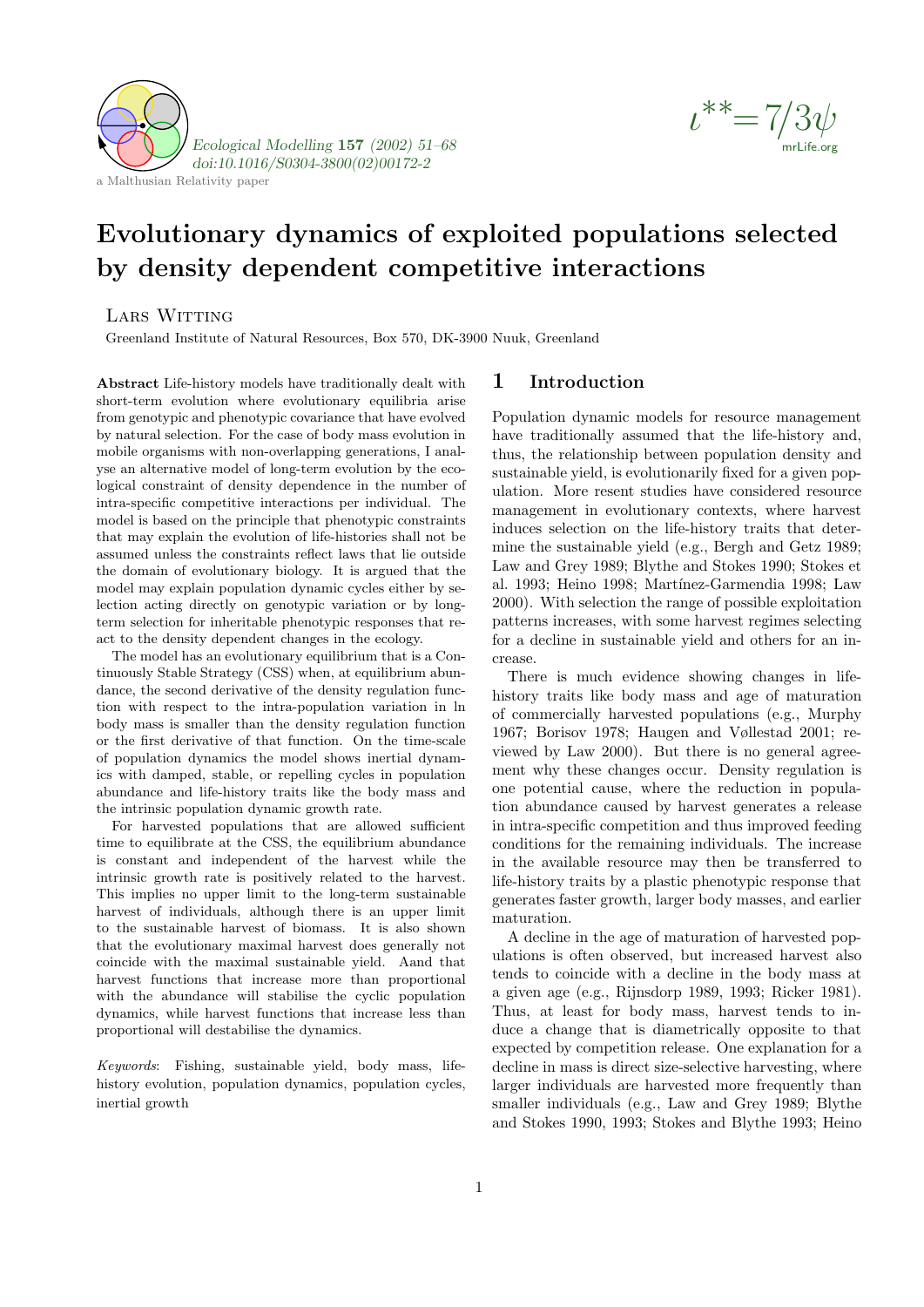Ecological Modelling **157** (2002) 51–68
doi:10.1016/S0304-3800(02)00172-2

a Malthusian Relativity paper

$\iota^{**} = 7/3\psi$
mrLife.org

# Evolutionary dynamics of exploited populations selected by density dependent competitive interactions

Lars Witting

Greenland Institute of Natural Resources, Box 570, DK-3900 Nuuk, Greenland

**Abstract** Life-history models have traditionally dealt with short-term evolution where evolutionary equilibria arise from genotypic and phenotypic covariance that have evolved by natural selection. For the case of body mass evolution in mobile organisms with non-overlapping generations, I analyse an alternative model of long-term evolution by the ecological constraint of density dependence in the number of intra-specific competitive interactions per individual. The model is based on the principle that phenotypic constraints that may explain the evolution of life-histories shall not be assumed unless the constraints reflect laws that lie outside the domain of evolutionary biology. It is argued that the model may explain population dynamic cycles either by selection acting directly on genotypic variation or by long-term selection for inheritable phenotypic responses that react to the density dependent changes in the ecology.

The model has an evolutionary equilibrium that is a Continuously Stable Strategy (CSS) when, at equilibrium abundance, the second derivative of the density regulation function with respect to the intra-population variation in ln body mass is smaller than the density regulation function or the first derivative of that function. On the time-scale of population dynamics the model shows inertial dynamics with damped, stable, or repelling cycles in population abundance and life-history traits like the body mass and the intrinsic population dynamic growth rate.

For harvested populations that are allowed sufficient time to equilibrate at the CSS, the equilibrium abundance is constant and independent of the harvest while the intrinsic growth rate is positively related to the harvest. This implies no upper limit to the long-term sustainable harvest of individuals, although there is an upper limit to the sustainable harvest of biomass. It is also shown that the evolutionary maximal harvest does generally not coincide with the maximal sustainable yield. Aand that harvest functions that increase more than proportional with the abundance will stabilise the cyclic population dynamics, while harvest functions that increase less than proportional will destabilise the dynamics.

*Keywords*: Fishing, sustainable yield, body mass, life-history evolution, population dynamics, population cycles, inertial growth

## 1 Introduction

Population dynamic models for resource management have traditionally assumed that the life-history and, thus, the relationship between population density and sustainable yield, is evolutionarily fixed for a given population. More resent studies have considered resource management in evolutionary contexts, where harvest induces selection on the life-history traits that determine the sustainable yield (e.g., Bergh and Getz 1989; Law and Grey 1989; Blythe and Stokes 1990; Stokes et al. 1993; Heino 1998; Martínez-Garmendia 1998; Law 2000). With selection the range of possible exploitation patterns increases, with some harvest regimes selecting for a decline in sustainable yield and others for an increase.

There is much evidence showing changes in life-history traits like body mass and age of maturation of commercially harvested populations (e.g., Murphy 1967; Borisov 1978; Haugen and Vøllestad 2001; reviewed by Law 2000). But there is no general agreement why these changes occur. Density regulation is one potential cause, where the reduction in population abundance caused by harvest generates a release in intra-specific competition and thus improved feeding conditions for the remaining individuals. The increase in the available resource may then be transferred to life-history traits by a plastic phenotypic response that generates faster growth, larger body masses, and earlier maturation.

A decline in the age of maturation of harvested populations is often observed, but increased harvest also tends to coincide with a decline in the body mass at a given age (e.g., Rijnsdorp 1989, 1993; Ricker 1981). Thus, at least for body mass, harvest tends to induce a change that is diametrically opposite to that expected by competition release. One explanation for a decline in mass is direct size-selective harvesting, where larger individuals are harvested more frequently than smaller individuals (e.g., Law and Grey 1989; Blythe and Stokes 1990, 1993; Stokes and Blythe 1993; Heino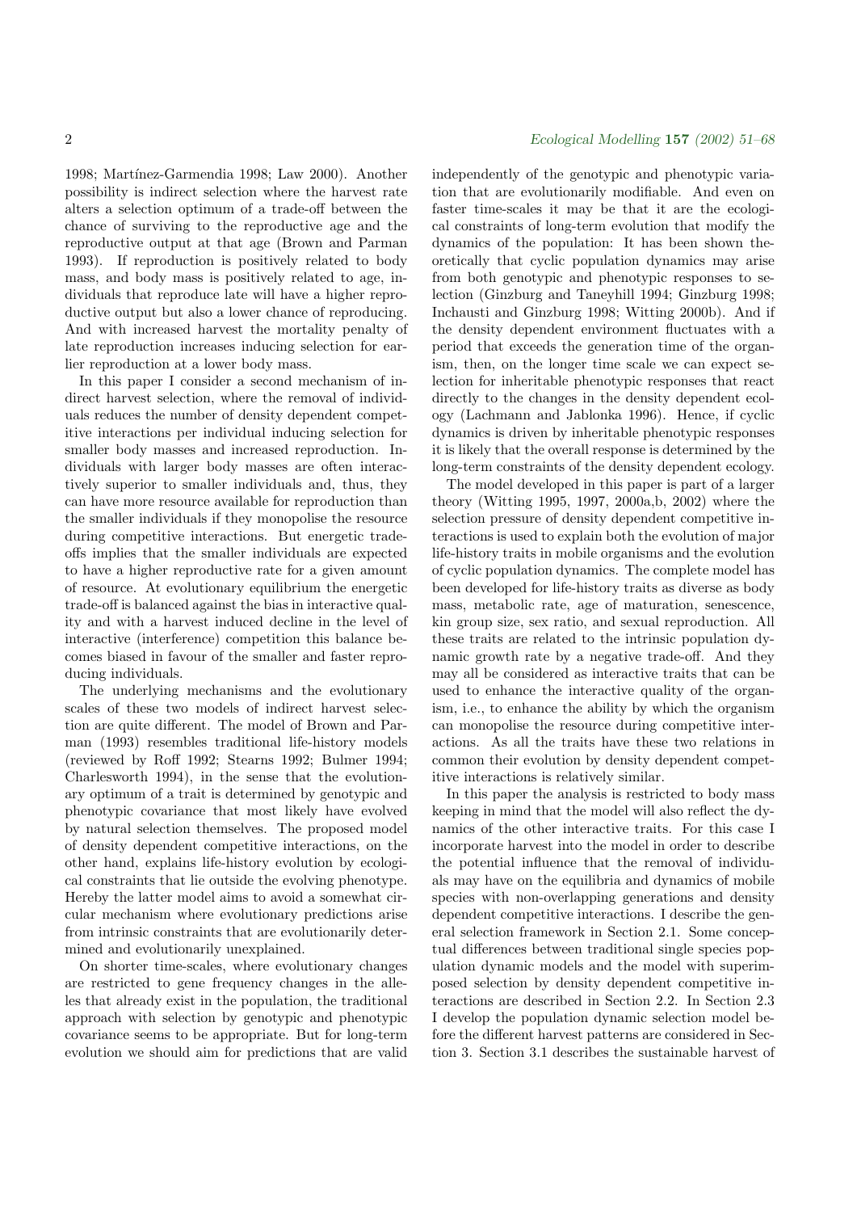1998; Martínez-Garmendia 1998; Law 2000). Another possibility is indirect selection where the harvest rate alters a selection optimum of a trade-off between the chance of surviving to the reproductive age and the reproductive output at that age (Brown and Parman 1993). If reproduction is positively related to body mass, and body mass is positively related to age, individuals that reproduce late will have a higher reproductive output but also a lower chance of reproducing. And with increased harvest the mortality penalty of late reproduction increases inducing selection for earlier reproduction at a lower body mass.

In this paper I consider a second mechanism of indirect harvest selection, where the removal of individuals reduces the number of density dependent competitive interactions per individual inducing selection for smaller body masses and increased reproduction. Individuals with larger body masses are often interactively superior to smaller individuals and, thus, they can have more resource available for reproduction than the smaller individuals if they monopolise the resource during competitive interactions. But energetic trade-offs implies that the smaller individuals are expected to have a higher reproductive rate for a given amount of resource. At evolutionary equilibrium the energetic trade-off is balanced against the bias in interactive quality and with a harvest induced decline in the level of interactive (interference) competition this balance becomes biased in favour of the smaller and faster reproducing individuals.

The underlying mechanisms and the evolutionary scales of these two models of indirect harvest selection are quite different. The model of Brown and Parman (1993) resembles traditional life-history models (reviewed by Roff 1992; Stearns 1992; Bulmer 1994; Charlesworth 1994), in the sense that the evolutionary optimum of a trait is determined by genotypic and phenotypic covariance that most likely have evolved by natural selection themselves. The proposed model of density dependent competitive interactions, on the other hand, explains life-history evolution by ecological constraints that lie outside the evolving phenotype. Hereby the latter model aims to avoid a somewhat circular mechanism where evolutionary predictions arise from intrinsic constraints that are evolutionarily determined and evolutionarily unexplained.

On shorter time-scales, where evolutionary changes are restricted to gene frequency changes in the alleles that already exist in the population, the traditional approach with selection by genotypic and phenotypic covariance seems to be appropriate. But for long-term evolution we should aim for predictions that are valid independently of the genotypic and phenotypic variation that are evolutionarily modifiable. And even on faster time-scales it may be that it are the ecological constraints of long-term evolution that modify the dynamics of the population: It has been shown theoretically that cyclic population dynamics may arise from both genotypic and phenotypic responses to selection (Ginzburg and Taneyhill 1994; Ginzburg 1998; Inchausti and Ginzburg 1998; Witting 2000b). And if the density dependent environment fluctuates with a period that exceeds the generation time of the organism, then, on the longer time scale we can expect selection for inheritable phenotypic responses that react directly to the changes in the density dependent ecology (Lachmann and Jablonka 1996). Hence, if cyclic dynamics is driven by inheritable phenotypic responses it is likely that the overall response is determined by the long-term constraints of the density dependent ecology.

The model developed in this paper is part of a larger theory (Witting 1995, 1997, 2000a,b, 2002) where the selection pressure of density dependent competitive interactions is used to explain both the evolution of major life-history traits in mobile organisms and the evolution of cyclic population dynamics. The complete model has been developed for life-history traits as diverse as body mass, metabolic rate, age of maturation, senescence, kin group size, sex ratio, and sexual reproduction. All these traits are related to the intrinsic population dynamic growth rate by a negative trade-off. And they may all be considered as interactive traits that can be used to enhance the interactive quality of the organism, i.e., to enhance the ability by which the organism can monopolise the resource during competitive interactions. As all the traits have these two relations in common their evolution by density dependent competitive interactions is relatively similar.

In this paper the analysis is restricted to body mass keeping in mind that the model will also reflect the dynamics of the other interactive traits. For this case I incorporate harvest into the model in order to describe the potential influence that the removal of individuals may have on the equilibria and dynamics of mobile species with non-overlapping generations and density dependent competitive interactions. I describe the general selection framework in Section 2.1. Some conceptual differences between traditional single species population dynamic models and the model with superimposed selection by density dependent competitive interactions are described in Section 2.2. In Section 2.3 I develop the population dynamic selection model before the different harvest patterns are considered in Section 3. Section 3.1 describes the sustainable harvest of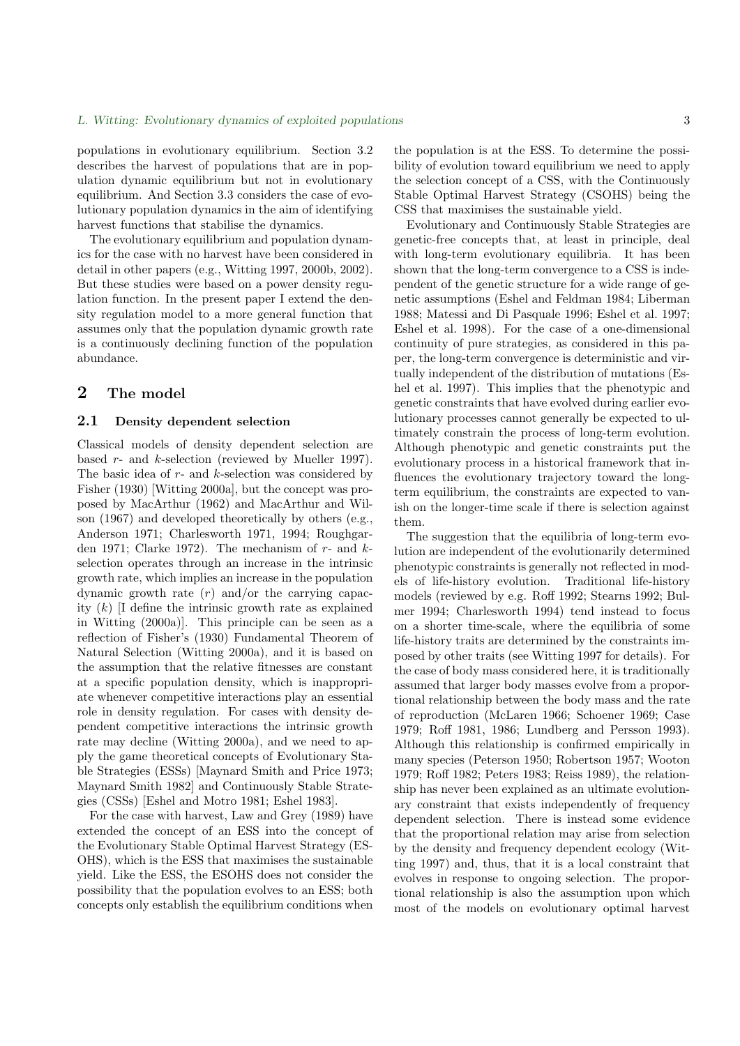populations in evolutionary equilibrium. Section 3.2 describes the harvest of populations that are in population dynamic equilibrium but not in evolutionary equilibrium. And Section 3.3 considers the case of evolutionary population dynamics in the aim of identifying harvest functions that stabilise the dynamics.

The evolutionary equilibrium and population dynamics for the case with no harvest have been considered in detail in other papers (e.g., Witting 1997, 2000b, 2002). But these studies were based on a power density regulation function. In the present paper I extend the density regulation model to a more general function that assumes only that the population dynamic growth rate is a continuously declining function of the population abundance.

## 2 The model

### 2.1 Density dependent selection

Classical models of density dependent selection are based $r$- and $k$-selection (reviewed by Mueller 1997). The basic idea of $r$- and $k$-selection was considered by Fisher (1930) [Witting 2000a], but the concept was proposed by MacArthur (1962) and MacArthur and Wilson (1967) and developed theoretically by others (e.g., Anderson 1971; Charlesworth 1971, 1994; Roughgarden 1971; Clarke 1972). The mechanism of $r$- and $k$-selection operates through an increase in the intrinsic growth rate, which implies an increase in the population dynamic growth rate ($r$) and/or the carrying capacity ($k$) [I define the intrinsic growth rate as explained in Witting (2000a)]. This principle can be seen as a reflection of Fisher's (1930) Fundamental Theorem of Natural Selection (Witting 2000a), and it is based on the assumption that the relative fitnesses are constant at a specific population density, which is inappropriate whenever competitive interactions play an essential role in density regulation. For cases with density dependent competitive interactions the intrinsic growth rate may decline (Witting 2000a), and we need to apply the game theoretical concepts of Evolutionary Stable Strategies (ESSs) [Maynard Smith and Price 1973; Maynard Smith 1982] and Continuously Stable Strategies (CSSs) [Eshel and Motro 1981; Eshel 1983].

For the case with harvest, Law and Grey (1989) have extended the concept of an ESS into the concept of the Evolutionary Stable Optimal Harvest Strategy (ESOHS), which is the ESS that maximises the sustainable yield. Like the ESS, the ESOHS does not consider the possibility that the population evolves to an ESS; both concepts only establish the equilibrium conditions when the population is at the ESS. To determine the possibility of evolution toward equilibrium we need to apply the selection concept of a CSS, with the Continuously Stable Optimal Harvest Strategy (CSOHS) being the CSS that maximises the sustainable yield.

Evolutionary and Continuously Stable Strategies are genetic-free concepts that, at least in principle, deal with long-term evolutionary equilibria. It has been shown that the long-term convergence to a CSS is independent of the genetic structure for a wide range of genetic assumptions (Eshel and Feldman 1984; Liberman 1988; Matessi and Di Pasquale 1996; Eshel et al. 1997; Eshel et al. 1998). For the case of a one-dimensional continuity of pure strategies, as considered in this paper, the long-term convergence is deterministic and virtually independent of the distribution of mutations (Eshel et al. 1997). This implies that the phenotypic and genetic constraints that have evolved during earlier evolutionary processes cannot generally be expected to ultimately constrain the process of long-term evolution. Although phenotypic and genetic constraints put the evolutionary process in a historical framework that influences the evolutionary trajectory toward the long-term equilibrium, the constraints are expected to vanish on the longer-time scale if there is selection against them.

The suggestion that the equilibria of long-term evolution are independent of the evolutionarily determined phenotypic constraints is generally not reflected in models of life-history evolution. Traditional life-history models (reviewed by e.g. Roff 1992; Stearns 1992; Bulmer 1994; Charlesworth 1994) tend instead to focus on a shorter time-scale, where the equilibria of some life-history traits are determined by the constraints imposed by other traits (see Witting 1997 for details). For the case of body mass considered here, it is traditionally assumed that larger body masses evolve from a proportional relationship between the body mass and the rate of reproduction (McLaren 1966; Schoener 1969; Case 1979; Roff 1981, 1986; Lundberg and Persson 1993). Although this relationship is confirmed empirically in many species (Peterson 1950; Robertson 1957; Wooton 1979; Roff 1982; Peters 1983; Reiss 1989), the relationship has never been explained as an ultimate evolutionary constraint that exists independently of frequency dependent selection. There is instead some evidence that the proportional relation may arise from selection by the density and frequency dependent ecology (Witting 1997) and, thus, that it is a local constraint that evolves in response to ongoing selection. The proportional relationship is also the assumption upon which most of the models on evolutionary optimal harvest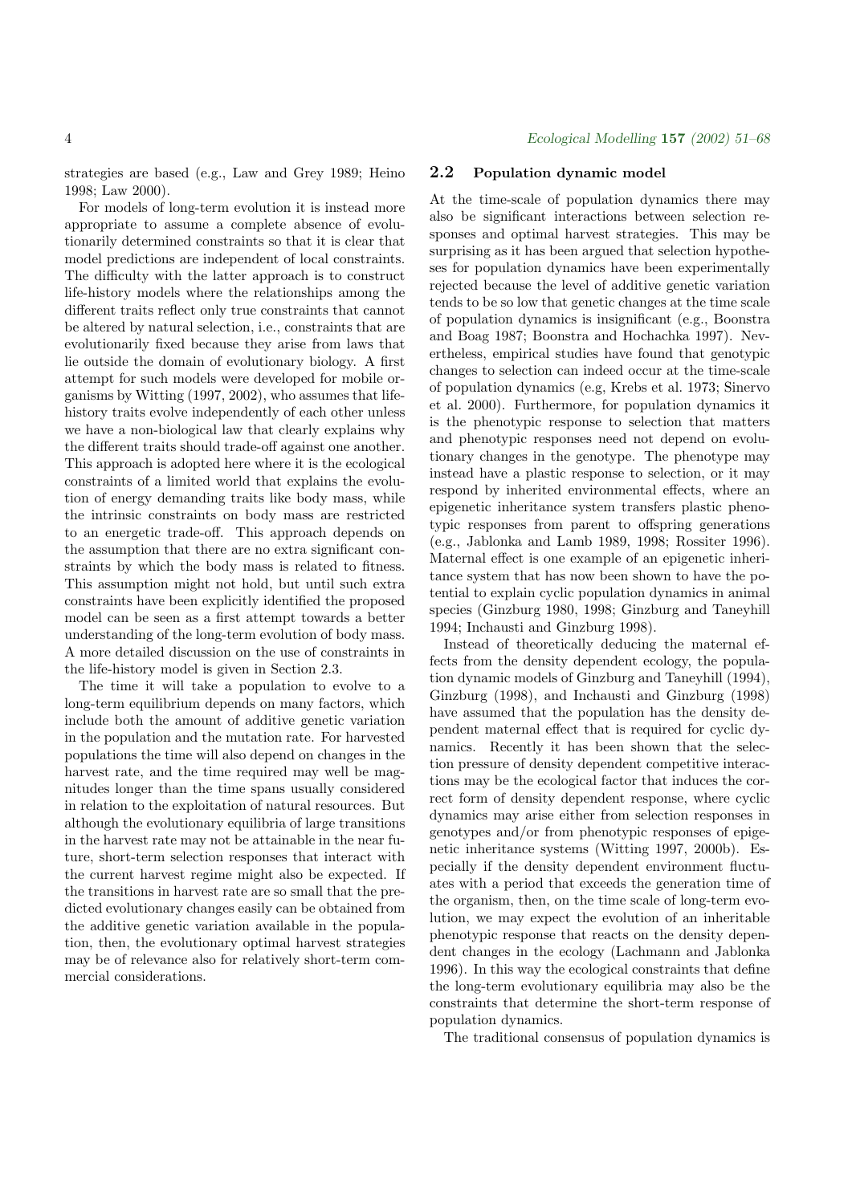strategies are based (e.g., Law and Grey 1989; Heino 1998; Law 2000).

For models of long-term evolution it is instead more appropriate to assume a complete absence of evolutionarily determined constraints so that it is clear that model predictions are independent of local constraints. The difficulty with the latter approach is to construct life-history models where the relationships among the different traits reflect only true constraints that cannot be altered by natural selection, i.e., constraints that are evolutionarily fixed because they arise from laws that lie outside the domain of evolutionary biology. A first attempt for such models were developed for mobile organisms by Witting (1997, 2002), who assumes that life-history traits evolve independently of each other unless we have a non-biological law that clearly explains why the different traits should trade-off against one another. This approach is adopted here where it is the ecological constraints of a limited world that explains the evolution of energy demanding traits like body mass, while the intrinsic constraints on body mass are restricted to an energetic trade-off. This approach depends on the assumption that there are no extra significant constraints by which the body mass is related to fitness. This assumption might not hold, but until such extra constraints have been explicitly identified the proposed model can be seen as a first attempt towards a better understanding of the long-term evolution of body mass. A more detailed discussion on the use of constraints in the life-history model is given in Section 2.3.

The time it will take a population to evolve to a long-term equilibrium depends on many factors, which include both the amount of additive genetic variation in the population and the mutation rate. For harvested populations the time will also depend on changes in the harvest rate, and the time required may well be magnitudes longer than the time spans usually considered in relation to the exploitation of natural resources. But although the evolutionary equilibria of large transitions in the harvest rate may not be attainable in the near future, short-term selection responses that interact with the current harvest regime might also be expected. If the transitions in harvest rate are so small that the predicted evolutionary changes easily can be obtained from the additive genetic variation available in the population, then, the evolutionary optimal harvest strategies may be of relevance also for relatively short-term commercial considerations.

## 2.2 Population dynamic model

At the time-scale of population dynamics there may also be significant interactions between selection responses and optimal harvest strategies. This may be surprising as it has been argued that selection hypotheses for population dynamics have been experimentally rejected because the level of additive genetic variation tends to be so low that genetic changes at the time scale of population dynamics is insignificant (e.g., Boonstra and Boag 1987; Boonstra and Hochachka 1997). Nevertheless, empirical studies have found that genotypic changes to selection can indeed occur at the time-scale of population dynamics (e.g, Krebs et al. 1973; Sinervo et al. 2000). Furthermore, for population dynamics it is the phenotypic response to selection that matters and phenotypic responses need not depend on evolutionary changes in the genotype. The phenotype may instead have a plastic response to selection, or it may respond by inherited environmental effects, where an epigenetic inheritance system transfers plastic phenotypic responses from parent to offspring generations (e.g., Jablonka and Lamb 1989, 1998; Rossiter 1996). Maternal effect is one example of an epigenetic inheritance system that has now been shown to have the potential to explain cyclic population dynamics in animal species (Ginzburg 1980, 1998; Ginzburg and Taneyhill 1994; Inchausti and Ginzburg 1998).

Instead of theoretically deducing the maternal effects from the density dependent ecology, the population dynamic models of Ginzburg and Taneyhill (1994), Ginzburg (1998), and Inchausti and Ginzburg (1998) have assumed that the population has the density dependent maternal effect that is required for cyclic dynamics. Recently it has been shown that the selection pressure of density dependent competitive interactions may be the ecological factor that induces the correct form of density dependent response, where cyclic dynamics may arise either from selection responses in genotypes and/or from phenotypic responses of epigenetic inheritance systems (Witting 1997, 2000b). Especially if the density dependent environment fluctuates with a period that exceeds the generation time of the organism, then, on the time scale of long-term evolution, we may expect the evolution of an inheritable phenotypic response that reacts on the density dependent changes in the ecology (Lachmann and Jablonka 1996). In this way the ecological constraints that define the long-term evolutionary equilibria may also be the constraints that determine the short-term response of population dynamics.

The traditional consensus of population dynamics is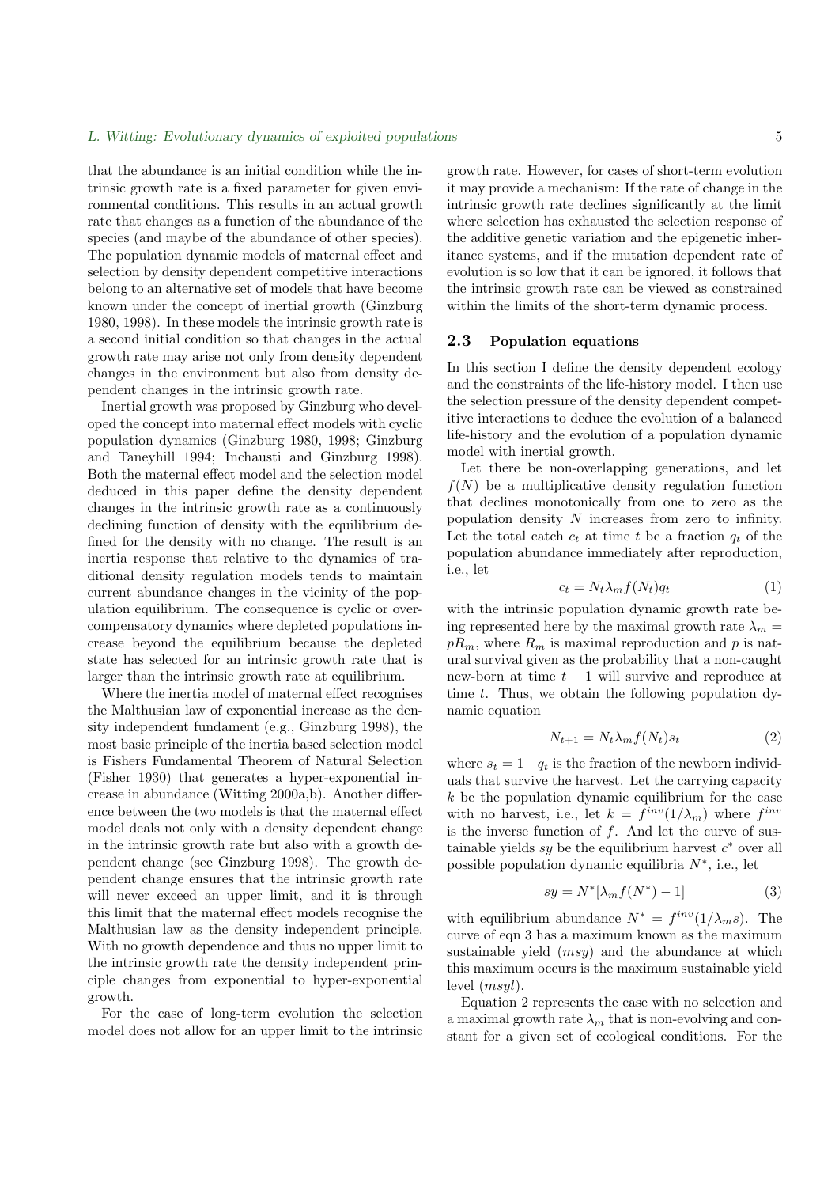that the abundance is an initial condition while the intrinsic growth rate is a fixed parameter for given environmental conditions. This results in an actual growth rate that changes as a function of the abundance of the species (and maybe of the abundance of other species). The population dynamic models of maternal effect and selection by density dependent competitive interactions belong to an alternative set of models that have become known under the concept of inertial growth (Ginzburg 1980, 1998). In these models the intrinsic growth rate is a second initial condition so that changes in the actual growth rate may arise not only from density dependent changes in the environment but also from density dependent changes in the intrinsic growth rate.

Inertial growth was proposed by Ginzburg who developed the concept into maternal effect models with cyclic population dynamics (Ginzburg 1980, 1998; Ginzburg and Taneyhill 1994; Inchausti and Ginzburg 1998). Both the maternal effect model and the selection model deduced in this paper define the density dependent changes in the intrinsic growth rate as a continuously declining function of density with the equilibrium defined for the density with no change. The result is an inertia response that relative to the dynamics of traditional density regulation models tends to maintain current abundance changes in the vicinity of the population equilibrium. The consequence is cyclic or overcompensatory dynamics where depleted populations increase beyond the equilibrium because the depleted state has selected for an intrinsic growth rate that is larger than the intrinsic growth rate at equilibrium.

Where the inertia model of maternal effect recognises the Malthusian law of exponential increase as the density independent fundament (e.g., Ginzburg 1998), the most basic principle of the inertia based selection model is Fishers Fundamental Theorem of Natural Selection (Fisher 1930) that generates a hyper-exponential increase in abundance (Witting 2000a,b). Another difference between the two models is that the maternal effect model deals not only with a density dependent change in the intrinsic growth rate but also with a growth dependent change (see Ginzburg 1998). The growth dependent change ensures that the intrinsic growth rate will never exceed an upper limit, and it is through this limit that the maternal effect models recognise the Malthusian law as the density independent principle. With no growth dependence and thus no upper limit to the intrinsic growth rate the density independent principle changes from exponential to hyper-exponential growth.

For the case of long-term evolution the selection model does not allow for an upper limit to the intrinsic growth rate. However, for cases of short-term evolution it may provide a mechanism: If the rate of change in the intrinsic growth rate declines significantly at the limit where selection has exhausted the selection response of the additive genetic variation and the epigenetic inheritance systems, and if the mutation dependent rate of evolution is so low that it can be ignored, it follows that the intrinsic growth rate can be viewed as constrained within the limits of the short-term dynamic process.

### 2.3 Population equations

In this section I define the density dependent ecology and the constraints of the life-history model. I then use the selection pressure of the density dependent competitive interactions to deduce the evolution of a balanced life-history and the evolution of a population dynamic model with inertial growth.

Let there be non-overlapping generations, and let $f(N)$ be a multiplicative density regulation function that declines monotonically from one to zero as the population density $N$ increases from zero to infinity. Let the total catch $c_t$ at time $t$ be a fraction $q_t$ of the population abundance immediately after reproduction, i.e., let

$$c_t = N_t \lambda_m f(N_t) q_t \tag{1}$$

with the intrinsic population dynamic growth rate being represented here by the maximal growth rate $\lambda_m = pR_m$, where $R_m$ is maximal reproduction and $p$ is natural survival given as the probability that a non-caught new-born at time $t-1$ will survive and reproduce at time $t$. Thus, we obtain the following population dynamic equation

$$N_{t+1} = N_t \lambda_m f(N_t) s_t \tag{2}$$

where $s_t = 1 - q_t$ is the fraction of the newborn individuals that survive the harvest. Let the carrying capacity $k$ be the population dynamic equilibrium for the case with no harvest, i.e., let $k = f^{inv}(1/\lambda_m)$ where $f^{inv}$ is the inverse function of $f$. And let the curve of sustainable yields $sy$ be the equilibrium harvest $c^*$ over all possible population dynamic equilibria $N^*$, i.e., let

$$sy = N^*[\lambda_m f(N^*) - 1] \tag{3}$$

with equilibrium abundance $N^* = f^{inv}(1/\lambda_m s)$. The curve of eqn 3 has a maximum known as the maximum sustainable yield ($msy$) and the abundance at which this maximum occurs is the maximum sustainable yield level ($msyl$).

Equation 2 represents the case with no selection and a maximal growth rate $\lambda_m$ that is non-evolving and constant for a given set of ecological conditions. For the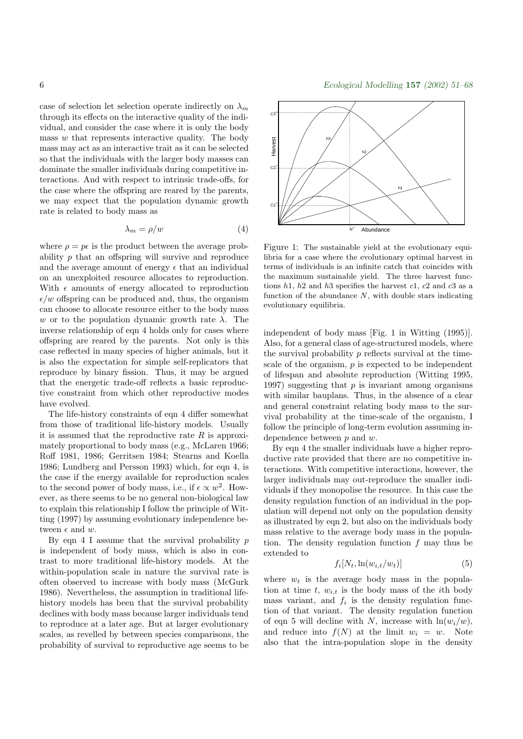case of selection let selection operate indirectly on $\lambda_m$ through its effects on the interactive quality of the individual, and consider the case where it is only the body mass $w$ that represents interactive quality. The body mass may act as an interactive trait as it can be selected so that the individuals with the larger body masses can dominate the smaller individuals during competitive interactions. And with respect to intrinsic trade-offs, for the case where the offspring are reared by the parents, we may expect that the population dynamic growth rate is related to body mass as

$$\lambda_m = \rho/w \tag{4}$$

where $\rho = p\epsilon$ is the product between the average probability $p$ that an offspring will survive and reproduce and the average amount of energy $\epsilon$ that an individual on an unexploited resource allocates to reproduction. With $\epsilon$ amounts of energy allocated to reproduction $\epsilon/w$ offspring can be produced and, thus, the organism can choose to allocate resource either to the body mass $w$ or to the population dynamic growth rate $\lambda$. The inverse relationship of eqn 4 holds only for cases where offspring are reared by the parents. Not only is this case reflected in many species of higher animals, but it is also the expectation for simple self-replicators that reproduce by binary fission. Thus, it may be argued that the energetic trade-off reflects a basic reproductive constraint from which other reproductive modes have evolved.

The life-history constraints of eqn 4 differ somewhat from those of traditional life-history models. Usually it is assumed that the reproductive rate $R$ is approximately proportional to body mass (e.g., McLaren 1966; Roff 1981, 1986; Gerritsen 1984; Stearns and Koella 1986; Lundberg and Persson 1993) which, for eqn 4, is the case if the energy available for reproduction scales to the second power of body mass, i.e., if $\epsilon \propto w^2$. However, as there seems to be no general non-biological law to explain this relationship I follow the principle of Witting (1997) by assuming evolutionary independence between $\epsilon$ and $w$.

By eqn 4 I assume that the survival probability $p$ is independent of body mass, which is also in contrast to more traditional life-history models. At the within-population scale in nature the survival rate is often observed to increase with body mass (McGurk 1986). Nevertheless, the assumption in traditional life-history models has been that the survival probability declines with body mass because larger individuals tend to reproduce at a later age. But at larger evolutionary scales, as revelled by between species comparisons, the probability of survival to reproductive age seems to be

C3**
C2**
C1**
Harvest
h3
h2
h1
N**
Abundance

Figure 1: The sustainable yield at the evolutionary equilibria for a case where the evolutionary optimal harvest in terms of individuals is an infinite catch that coincides with the maximum sustainable yield. The three harvest functions $h1$, $h2$ and $h3$ specifies the harvest $c1$, $c2$ and $c3$ as a function of the abundance $N$, with double stars indicating evolutionary equilibria.

independent of body mass [Fig. 1 in Witting (1995)]. Also, for a general class of age-structured models, where the survival probability $p$ reflects survival at the time-scale of the organism, $p$ is expected to be independent of lifespan and absolute reproduction (Witting 1995, 1997) suggesting that $p$ is invariant among organisms with similar bauplans. Thus, in the absence of a clear and general constraint relating body mass to the survival probability at the time-scale of the organism, I follow the principle of long-term evolution assuming independence between $p$ and $w$.

By eqn 4 the smaller individuals have a higher reproductive rate provided that there are no competitive interactions. With competitive interactions, however, the larger individuals may out-reproduce the smaller individuals if they monopolise the resource. In this case the density regulation function of an individual in the population will depend not only on the population density as illustrated by eqn 2, but also on the individuals body mass relative to the average body mass in the population. The density regulation function $f$ may thus be extended to

$$f_i[N_t, \ln(w_{i,t}/w_t)] \tag{5}$$

where $w_t$ is the average body mass in the population at time $t$, $w_{i,t}$ is the body mass of the $i$th body mass variant, and $f_i$ is the density regulation function of that variant. The density regulation function of eqn 5 will decline with $N$, increase with $\ln(w_i/w)$, and reduce into $f(N)$ at the limit $w_i = w$. Note also that the intra-population slope in the density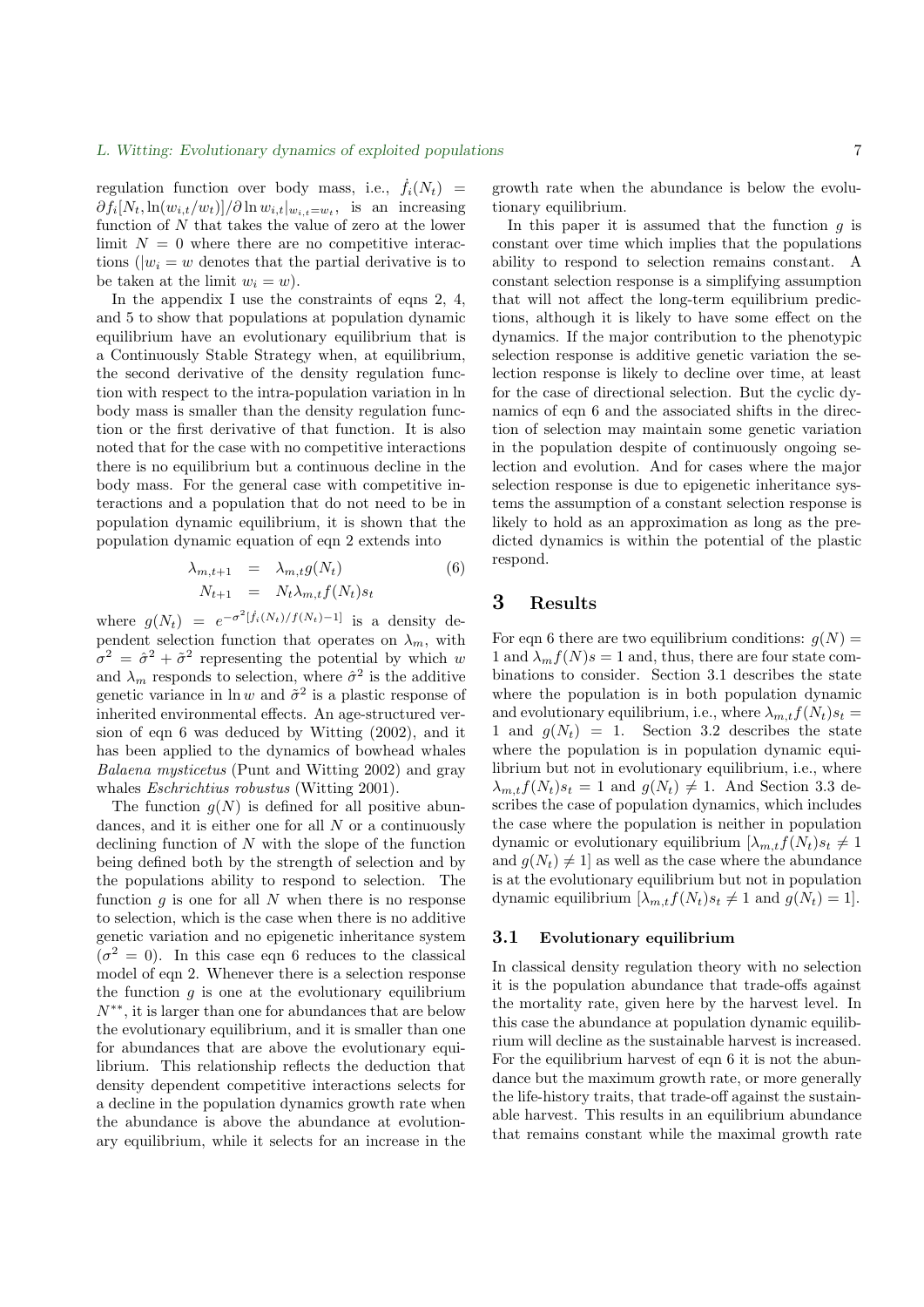regulation function over body mass, i.e., $\dot{f}_i(N_t) = \partial f_i[N_t, \ln(w_{i,t}/w_t)]/\partial \ln w_{i,t}|_{w_{i,t}=w_t}$, is an increasing function of $N$ that takes the value of zero at the lower limit $N = 0$ where there are no competitive interactions ($|w_i = w$ denotes that the partial derivative is to be taken at the limit $w_i = w$).

In the appendix I use the constraints of eqns 2, 4, and 5 to show that populations at population dynamic equilibrium have an evolutionary equilibrium that is a Continuously Stable Strategy when, at equilibrium, the second derivative of the density regulation function with respect to the intra-population variation in ln body mass is smaller than the density regulation function or the first derivative of that function. It is also noted that for the case with no competitive interactions there is no equilibrium but a continuous decline in the body mass. For the general case with competitive interactions and a population that do not need to be in population dynamic equilibrium, it is shown that the population dynamic equation of eqn 2 extends into

$$\begin{aligned} \lambda_{m,t+1} &= \lambda_{m,t} g(N_t) \\ N_{t+1} &= N_t \lambda_{m,t} f(N_t) s_t \end{aligned} \tag{6}$$

where $g(N_t) = e^{-\sigma^2[\dot{f}_i(N_t)/f(N_t)-1]}$ is a density dependent selection function that operates on $\lambda_m$, with $\sigma^2 = \hat{\sigma}^2 + \tilde{\sigma}^2$ representing the potential by which $w$ and $\lambda_m$ responds to selection, where $\hat{\sigma}^2$ is the additive genetic variance in $\ln w$ and $\tilde{\sigma}^2$ is a plastic response of inherited environmental effects. An age-structured version of eqn 6 was deduced by Witting (2002), and it has been applied to the dynamics of bowhead whales *Balaena mysticetus* (Punt and Witting 2002) and gray whales *Eschrichtius robustus* (Witting 2001).

The function $g(N)$ is defined for all positive abundances, and it is either one for all $N$ or a continuously declining function of $N$ with the slope of the function being defined both by the strength of selection and by the populations ability to respond to selection. The function $g$ is one for all $N$ when there is no response to selection, which is the case when there is no additive genetic variation and no epigenetic inheritance system ($\sigma^2 = 0$). In this case eqn 6 reduces to the classical model of eqn 2. Whenever there is a selection response the function $g$ is one at the evolutionary equilibrium $N^{**}$, it is larger than one for abundances that are below the evolutionary equilibrium, and it is smaller than one for abundances that are above the evolutionary equilibrium. This relationship reflects the deduction that density dependent competitive interactions selects for a decline in the population dynamics growth rate when the abundance is above the abundance at evolutionary equilibrium, while it selects for an increase in the growth rate when the abundance is below the evolutionary equilibrium.

In this paper it is assumed that the function $g$ is constant over time which implies that the populations ability to respond to selection remains constant. A constant selection response is a simplifying assumption that will not affect the long-term equilibrium predictions, although it is likely to have some effect on the dynamics. If the major contribution to the phenotypic selection response is additive genetic variation the selection response is likely to decline over time, at least for the case of directional selection. But the cyclic dynamics of eqn 6 and the associated shifts in the direction of selection may maintain some genetic variation in the population despite of continuously ongoing selection and evolution. And for cases where the major selection response is due to epigenetic inheritance systems the assumption of a constant selection response is likely to hold as an approximation as long as the predicted dynamics is within the potential of the plastic respond.

## 3 Results

For eqn 6 there are two equilibrium conditions: $g(N) = 1$ and $\lambda_m f(N)s = 1$ and, thus, there are four state combinations to consider. Section 3.1 describes the state where the population is in both population dynamic and evolutionary equilibrium, i.e., where $\lambda_{m,t} f(N_t)s_t = 1$ and $g(N_t) = 1$. Section 3.2 describes the state where the population is in population dynamic equilibrium but not in evolutionary equilibrium, i.e., where $\lambda_{m,t} f(N_t)s_t = 1$ and $g(N_t) \neq 1$. And Section 3.3 describes the case of population dynamics, which includes the case where the population is neither in population dynamic or evolutionary equilibrium [$\lambda_{m,t} f(N_t)s_t \neq 1$ and $g(N_t) \neq 1$] as well as the case where the abundance is at the evolutionary equilibrium but not in population dynamic equilibrium [$\lambda_{m,t} f(N_t)s_t \neq 1$ and $g(N_t) = 1$].

### 3.1 Evolutionary equilibrium

In classical density regulation theory with no selection it is the population abundance that trade-offs against the mortality rate, given here by the harvest level. In this case the abundance at population dynamic equilibrium will decline as the sustainable harvest is increased. For the equilibrium harvest of eqn 6 it is not the abundance but the maximum growth rate, or more generally the life-history traits, that trade-off against the sustainable harvest. This results in an equilibrium abundance that remains constant while the maximal growth rate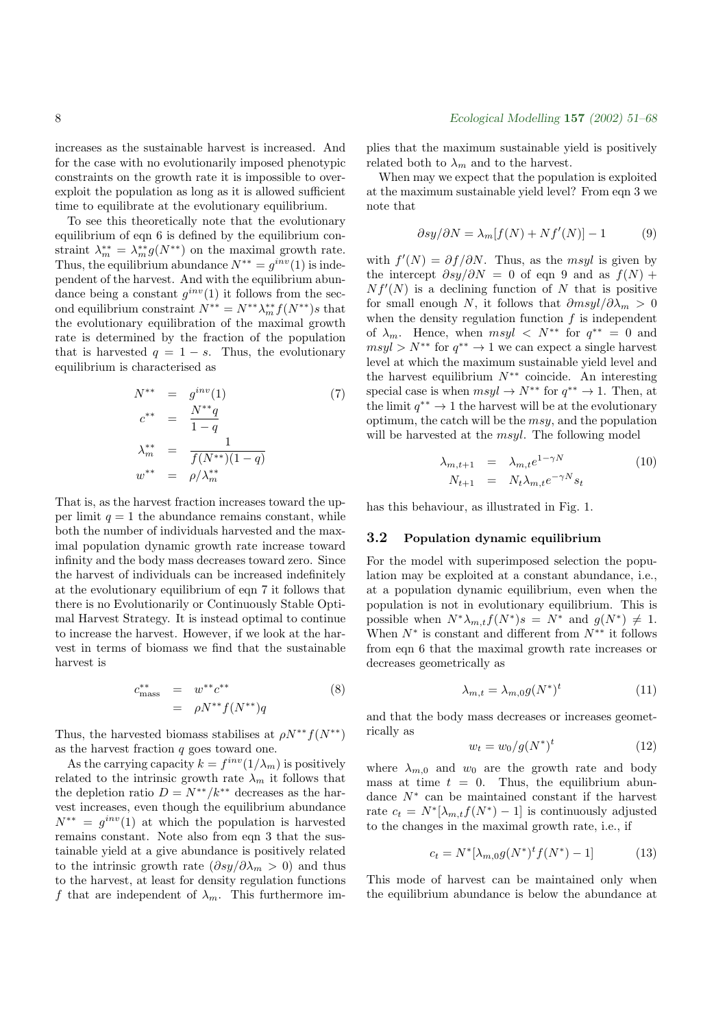increases as the sustainable harvest is increased. And for the case with no evolutionarily imposed phenotypic constraints on the growth rate it is impossible to over-exploit the population as long as it is allowed sufficient time to equilibrate at the evolutionary equilibrium.

To see this theoretically note that the evolutionary equilibrium of eqn 6 is defined by the equilibrium constraint $\lambda_m^{**} = \lambda_m^{**} g(N^{**})$ on the maximal growth rate. Thus, the equilibrium abundance $N^{**} = g^{inv}(1)$ is independent of the harvest. And with the equilibrium abundance being a constant $g^{inv}(1)$ it follows from the second equilibrium constraint $N^{**} = N^{**} \lambda_m^{**} f(N^{**}) s$ that the evolutionary equilibration of the maximal growth rate is determined by the fraction of the population that is harvested $q = 1 - s$. Thus, the evolutionary equilibrium is characterised as

$$
\begin{aligned}
N^{**} &= g^{inv}(1) \\
c^{**} &= \frac{N^{**} q}{1-q} \\
\lambda_m^{**} &= \frac{1}{f(N^{**})(1-q)} \\
w^{**} &= \rho / \lambda_m^{**}
\end{aligned}
\tag{7}
$$

That is, as the harvest fraction increases toward the upper limit $q = 1$ the abundance remains constant, while both the number of individuals harvested and the maximal population dynamic growth rate increase toward infinity and the body mass decreases toward zero. Since the harvest of individuals can be increased indefinitely at the evolutionary equilibrium of eqn 7 it follows that there is no Evolutionarily or Continuously Stable Optimal Harvest Strategy. It is instead optimal to continue to increase the harvest. However, if we look at the harvest in terms of biomass we find that the sustainable harvest is

$$
\begin{aligned}
c_{\text{mass}}^{**} &= w^{**} c^{**} \\
&= \rho N^{**} f(N^{**}) q
\end{aligned}
\tag{8}
$$

Thus, the harvested biomass stabilises at $\rho N^{**} f(N^{**})$ as the harvest fraction $q$ goes toward one.

As the carrying capacity $k = f^{inv}(1/\lambda_m)$ is positively related to the intrinsic growth rate $\lambda_m$ it follows that the depletion ratio $D = N^{**}/k^{**}$ decreases as the harvest increases, even though the equilibrium abundance $N^{**} = g^{inv}(1)$ at which the population is harvested remains constant. Note also from eqn 3 that the sustainable yield at a give abundance is positively related to the intrinsic growth rate ($\partial sy/\partial \lambda_m > 0$) and thus to the harvest, at least for density regulation functions $f$ that are independent of $\lambda_m$. This furthermore implies that the maximum sustainable yield is positively related both to $\lambda_m$ and to the harvest.

When may we expect that the population is exploited at the maximum sustainable yield level? From eqn 3 we note that

$$
\partial sy/\partial N = \lambda_m [f(N) + N f'(N)] - 1 \tag{9}
$$

with $f'(N) = \partial f/\partial N$. Thus, as the $msyl$ is given by the intercept $\partial sy/\partial N = 0$ of eqn 9 and as $f(N) + N f'(N)$ is a declining function of $N$ that is positive for small enough $N$, it follows that $\partial msyl/\partial \lambda_m > 0$ when the density regulation function $f$ is independent of $\lambda_m$. Hence, when $msyl < N^{**}$ for $q^{**} = 0$ and $msyl > N^{**}$ for $q^{**} \to 1$ we can expect a single harvest level at which the maximum sustainable yield level and the harvest equilibrium $N^{**}$ coincide. An interesting special case is when $msyl \to N^{**}$ for $q^{**} \to 1$. Then, at the limit $q^{**} \to 1$ the harvest will be at the evolutionary optimum, the catch will be the $msy$, and the population will be harvested at the $msyl$. The following model

$$
\begin{aligned}
\lambda_{m,t+1} &= \lambda_{m,t} e^{1-\gamma N} \\
N_{t+1} &= N_t \lambda_{m,t} e^{-\gamma N} s_t
\end{aligned}
\tag{10}
$$

has this behaviour, as illustrated in Fig. 1.

### 3.2 Population dynamic equilibrium

For the model with superimposed selection the population may be exploited at a constant abundance, i.e., at a population dynamic equilibrium, even when the population is not in evolutionary equilibrium. This is possible when $N^* \lambda_{m,t} f(N^*) s = N^*$ and $g(N^*) \neq 1$. When $N^*$ is constant and different from $N^{**}$ it follows from eqn 6 that the maximal growth rate increases or decreases geometrically as

$$
\lambda_{m,t} = \lambda_{m,0} g(N^*)^t \tag{11}
$$

and that the body mass decreases or increases geometrically as

$$
w_t = w_0 / g(N^*)^t \tag{12}
$$

where $\lambda_{m,0}$ and $w_0$ are the growth rate and body mass at time $t = 0$. Thus, the equilibrium abundance $N^*$ can be maintained constant if the harvest rate $c_t = N^*[\lambda_{m,t} f(N^*) - 1]$ is continuously adjusted to the changes in the maximal growth rate, i.e., if

$$
c_t = N^*[\lambda_{m,0} g(N^*)^t f(N^*) - 1] \tag{13}
$$

This mode of harvest can be maintained only when the equilibrium abundance is below the abundance at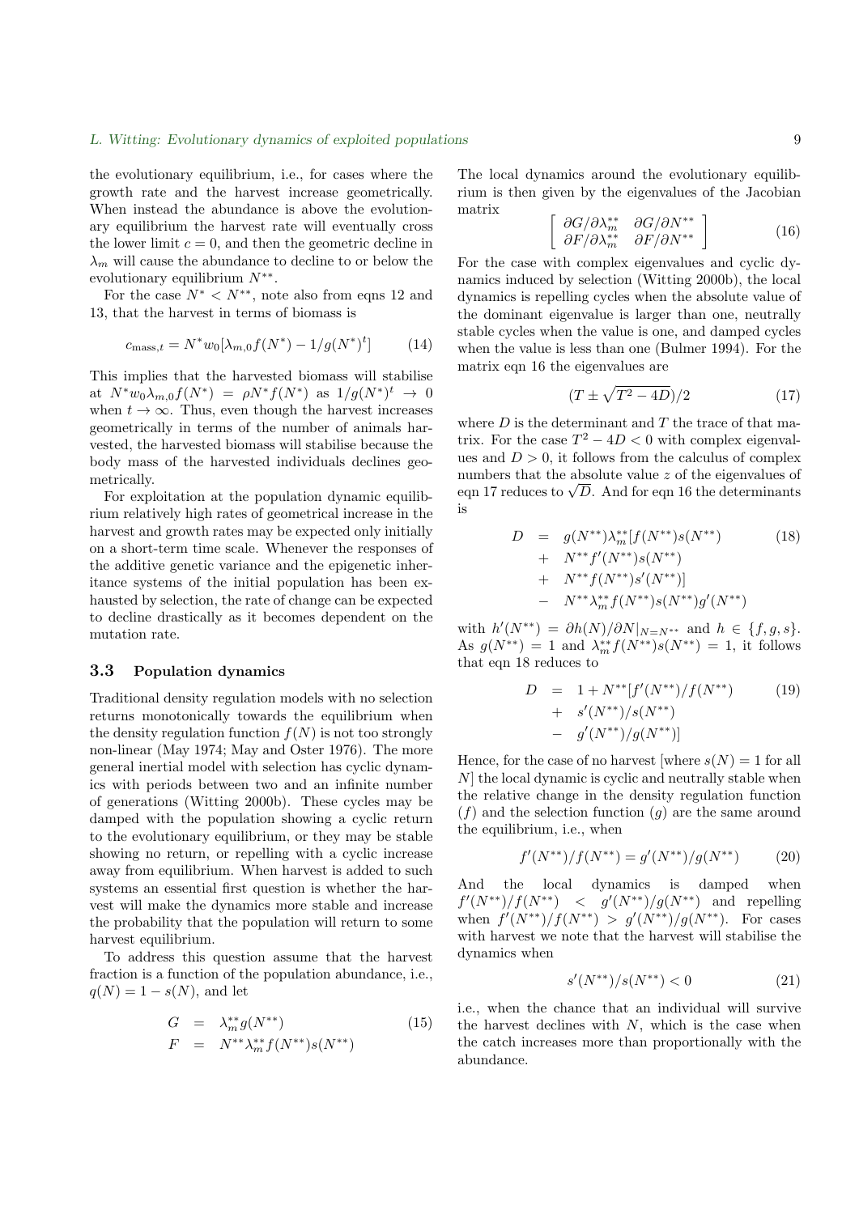the evolutionary equilibrium, i.e., for cases where the growth rate and the harvest increase geometrically. When instead the abundance is above the evolutionary equilibrium the harvest rate will eventually cross the lower limit $c = 0$, and then the geometric decline in $\lambda_m$ will cause the abundance to decline to or below the evolutionary equilibrium $N^{**}$.

For the case $N^* < N^{**}$, note also from eqns 12 and 13, that the harvest in terms of biomass is

$$c_{\mathrm{mass},t} = N^* w_0 [\lambda_{m,0} f(N^*) - 1/g(N^*)^t] \tag{14}$$

This implies that the harvested biomass will stabilise at $N^* w_0 \lambda_{m,0} f(N^*) = \rho N^* f(N^*)$ as $1/g(N^*)^t \to 0$ when $t \to \infty$. Thus, even though the harvest increases geometrically in terms of the number of animals harvested, the harvested biomass will stabilise because the body mass of the harvested individuals declines geometrically.

For exploitation at the population dynamic equilibrium relatively high rates of geometrical increase in the harvest and growth rates may be expected only initially on a short-term time scale. Whenever the responses of the additive genetic variance and the epigenetic inheritance systems of the initial population has been exhausted by selection, the rate of change can be expected to decline drastically as it becomes dependent on the mutation rate.

### 3.3 Population dynamics

Traditional density regulation models with no selection returns monotonically towards the equilibrium when the density regulation function $f(N)$ is not too strongly non-linear (May 1974; May and Oster 1976). The more general inertial model with selection has cyclic dynamics with periods between two and an infinite number of generations (Witting 2000b). These cycles may be damped with the population showing a cyclic return to the evolutionary equilibrium, or they may be stable showing no return, or repelling with a cyclic increase away from equilibrium. When harvest is added to such systems an essential first question is whether the harvest will make the dynamics more stable and increase the probability that the population will return to some harvest equilibrium.

To address this question assume that the harvest fraction is a function of the population abundance, i.e., $q(N) = 1 - s(N)$, and let

$$\begin{aligned} G &= \lambda_m^{**} g(N^{**}) \\ F &= N^{**} \lambda_m^{**} f(N^{**}) s(N^{**}) \end{aligned} \tag{15}$$

The local dynamics around the evolutionary equilibrium is then given by the eigenvalues of the Jacobian matrix

$$\begin{bmatrix} \partial G/\partial \lambda_m^{**} & \partial G/\partial N^{**} \\ \partial F/\partial \lambda_m^{**} & \partial F/\partial N^{**} \end{bmatrix} \tag{16}$$

For the case with complex eigenvalues and cyclic dynamics induced by selection (Witting 2000b), the local dynamics is repelling cycles when the absolute value of the dominant eigenvalue is larger than one, neutrally stable cycles when the value is one, and damped cycles when the value is less than one (Bulmer 1994). For the matrix eqn 16 the eigenvalues are

$$(T \pm \sqrt{T^2 - 4D})/2 \tag{17}$$

where $D$ is the determinant and $T$ the trace of that matrix. For the case $T^2 - 4D < 0$ with complex eigenvalues and $D > 0$, it follows from the calculus of complex numbers that the absolute value $z$ of the eigenvalues of eqn 17 reduces to $\sqrt{D}$. And for eqn 16 the determinants is

$$\begin{aligned} D &= g(N^{**}) \lambda_m^{**} [f(N^{**}) s(N^{**}) \\ &+ N^{**} f'(N^{**}) s(N^{**}) \\ &+ N^{**} f(N^{**}) s'(N^{**})] \\ &- N^{**} \lambda_m^{**} f(N^{**}) s(N^{**}) g'(N^{**}) \end{aligned} \tag{18}$$

with $h'(N^{**}) = \partial h(N)/\partial N|_{N=N^{**}}$ and $h \in \{f, g, s\}$. As $g(N^{**}) = 1$ and $\lambda_m^{**} f(N^{**}) s(N^{**}) = 1$, it follows that eqn 18 reduces to

$$\begin{aligned} D &= 1 + N^{**} [f'(N^{**})/f(N^{**}) \\ &+ s'(N^{**})/s(N^{**}) \\ &- g'(N^{**})/g(N^{**})] \end{aligned} \tag{19}$$

Hence, for the case of no harvest [where $s(N) = 1$ for all $N$] the local dynamic is cyclic and neutrally stable when the relative change in the density regulation function ($f$) and the selection function ($g$) are the same around the equilibrium, i.e., when

$$f'(N^{**})/f(N^{**}) = g'(N^{**})/g(N^{**}) \tag{20}$$

And the local dynamics is damped when $f'(N^{**})/f(N^{**}) < g'(N^{**})/g(N^{**})$ and repelling when $f'(N^{**})/f(N^{**}) > g'(N^{**})/g(N^{**})$. For cases with harvest we note that the harvest will stabilise the dynamics when

$$s'(N^{**})/s(N^{**}) < 0 \tag{21}$$

i.e., when the chance that an individual will survive the harvest declines with $N$, which is the case when the catch increases more than proportionally with the abundance.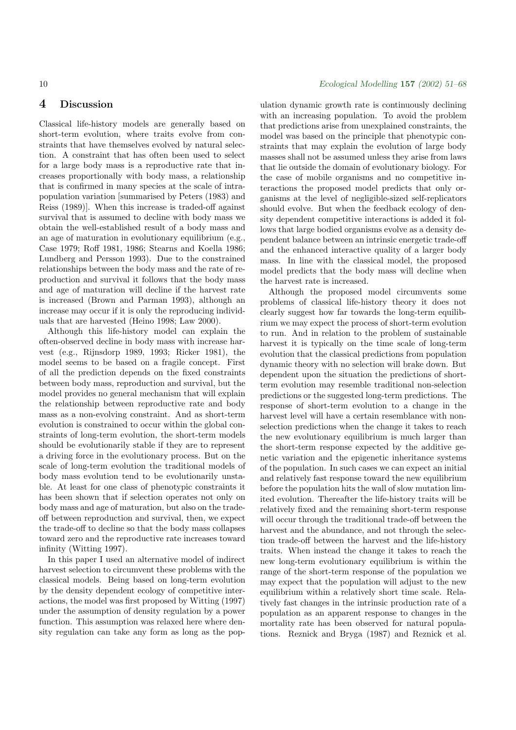## 4 Discussion

Classical life-history models are generally based on short-term evolution, where traits evolve from constraints that have themselves evolved by natural selection. A constraint that has often been used to select for a large body mass is a reproductive rate that increases proportionally with body mass, a relationship that is confirmed in many species at the scale of intra-population variation [summarised by Peters (1983) and Reiss (1989)]. When this increase is traded-off against survival that is assumed to decline with body mass we obtain the well-established result of a body mass and an age of maturation in evolutionary equilibrium (e.g., Case 1979; Roff 1981, 1986; Stearns and Koella 1986; Lundberg and Persson 1993). Due to the constrained relationships between the body mass and the rate of reproduction and survival it follows that the body mass and age of maturation will decline if the harvest rate is increased (Brown and Parman 1993), although an increase may occur if it is only the reproducing individuals that are harvested (Heino 1998; Law 2000).

Although this life-history model can explain the often-observed decline in body mass with increase harvest (e.g., Rijnsdorp 1989, 1993; Ricker 1981), the model seems to be based on a fragile concept. First of all the prediction depends on the fixed constraints between body mass, reproduction and survival, but the model provides no general mechanism that will explain the relationship between reproductive rate and body mass as a non-evolving constraint. And as short-term evolution is constrained to occur within the global constraints of long-term evolution, the short-term models should be evolutionarily stable if they are to represent a driving force in the evolutionary process. But on the scale of long-term evolution the traditional models of body mass evolution tend to be evolutionarily unstable. At least for one class of phenotypic constraints it has been shown that if selection operates not only on body mass and age of maturation, but also on the trade-off between reproduction and survival, then, we expect the trade-off to decline so that the body mass collapses toward zero and the reproductive rate increases toward infinity (Witting 1997).

In this paper I used an alternative model of indirect harvest selection to circumvent these problems with the classical models. Being based on long-term evolution by the density dependent ecology of competitive interactions, the model was first proposed by Witting (1997) under the assumption of density regulation by a power function. This assumption was relaxed here where density regulation can take any form as long as the population dynamic growth rate is continuously declining with an increasing population. To avoid the problem that predictions arise from unexplained constraints, the model was based on the principle that phenotypic constraints that may explain the evolution of large body masses shall not be assumed unless they arise from laws that lie outside the domain of evolutionary biology. For the case of mobile organisms and no competitive interactions the proposed model predicts that only organisms at the level of negligible-sized self-replicators should evolve. But when the feedback ecology of density dependent competitive interactions is added it follows that large bodied organisms evolve as a density dependent balance between an intrinsic energetic trade-off and the enhanced interactive quality of a larger body mass. In line with the classical model, the proposed model predicts that the body mass will decline when the harvest rate is increased.

Although the proposed model circumvents some problems of classical life-history theory it does not clearly suggest how far towards the long-term equilibrium we may expect the process of short-term evolution to run. And in relation to the problem of sustainable harvest it is typically on the time scale of long-term evolution that the classical predictions from population dynamic theory with no selection will brake down. But dependent upon the situation the predictions of short-term evolution may resemble traditional non-selection predictions or the suggested long-term predictions. The response of short-term evolution to a change in the harvest level will have a certain resemblance with non-selection predictions when the change it takes to reach the new evolutionary equilibrium is much larger than the short-term response expected by the additive genetic variation and the epigenetic inheritance systems of the population. In such cases we can expect an initial and relatively fast response toward the new equilibrium before the population hits the wall of slow mutation limited evolution. Thereafter the life-history traits will be relatively fixed and the remaining short-term response will occur through the traditional trade-off between the harvest and the abundance, and not through the selection trade-off between the harvest and the life-history traits. When instead the change it takes to reach the new long-term evolutionary equilibrium is within the range of the short-term response of the population we may expect that the population will adjust to the new equilibrium within a relatively short time scale. Relatively fast changes in the intrinsic production rate of a population as an apparent response to changes in the mortality rate has been observed for natural populations. Reznick and Bryga (1987) and Reznick et al.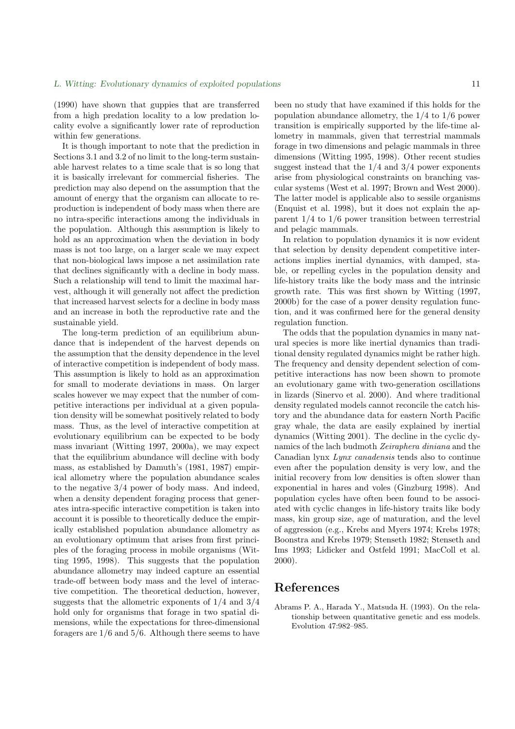(1990) have shown that guppies that are transferred from a high predation locality to a low predation locality evolve a significantly lower rate of reproduction within few generations.

It is though important to note that the prediction in Sections 3.1 and 3.2 of no limit to the long-term sustainable harvest relates to a time scale that is so long that it is basically irrelevant for commercial fisheries. The prediction may also depend on the assumption that the amount of energy that the organism can allocate to reproduction is independent of body mass when there are no intra-specific interactions among the individuals in the population. Although this assumption is likely to hold as an approximation when the deviation in body mass is not too large, on a larger scale we may expect that non-biological laws impose a net assimilation rate that declines significantly with a decline in body mass. Such a relationship will tend to limit the maximal harvest, although it will generally not affect the prediction that increased harvest selects for a decline in body mass and an increase in both the reproductive rate and the sustainable yield.

The long-term prediction of an equilibrium abundance that is independent of the harvest depends on the assumption that the density dependence in the level of interactive competition is independent of body mass. This assumption is likely to hold as an approximation for small to moderate deviations in mass. On larger scales however we may expect that the number of competitive interactions per individual at a given population density will be somewhat positively related to body mass. Thus, as the level of interactive competition at evolutionary equilibrium can be expected to be body mass invariant (Witting 1997, 2000a), we may expect that the equilibrium abundance will decline with body mass, as established by Damuth's (1981, 1987) empirical allometry where the population abundance scales to the negative 3/4 power of body mass. And indeed, when a density dependent foraging process that generates intra-specific interactive competition is taken into account it is possible to theoretically deduce the empirically established population abundance allometry as an evolutionary optimum that arises from first principles of the foraging process in mobile organisms (Witting 1995, 1998). This suggests that the population abundance allometry may indeed capture an essential trade-off between body mass and the level of interactive competition. The theoretical deduction, however, suggests that the allometric exponents of 1/4 and 3/4 hold only for organisms that forage in two spatial dimensions, while the expectations for three-dimensional foragers are 1/6 and 5/6. Although there seems to have been no study that have examined if this holds for the population abundance allometry, the 1/4 to 1/6 power transition is empirically supported by the life-time allometry in mammals, given that terrestrial mammals forage in two dimensions and pelagic mammals in three dimensions (Witting 1995, 1998). Other recent studies suggest instead that the 1/4 and 3/4 power exponents arise from physiological constraints on branching vascular systems (West et al. 1997; Brown and West 2000). The latter model is applicable also to sessile organisms (Enquist et al. 1998), but it does not explain the apparent 1/4 to 1/6 power transition between terrestrial and pelagic mammals.

In relation to population dynamics it is now evident that selection by density dependent competitive interactions implies inertial dynamics, with damped, stable, or repelling cycles in the population density and life-history traits like the body mass and the intrinsic growth rate. This was first shown by Witting (1997, 2000b) for the case of a power density regulation function, and it was confirmed here for the general density regulation function.

The odds that the population dynamics in many natural species is more like inertial dynamics than traditional density regulated dynamics might be rather high. The frequency and density dependent selection of competitive interactions has now been shown to promote an evolutionary game with two-generation oscillations in lizards (Sinervo et al. 2000). And where traditional density regulated models cannot reconcile the catch history and the abundance data for eastern North Pacific gray whale, the data are easily explained by inertial dynamics (Witting 2001). The decline in the cyclic dynamics of the lach budmoth *Zeiraphera diniana* and the Canadian lynx *Lynx canadensis* tends also to continue even after the population density is very low, and the initial recovery from low densities is often slower than exponential in hares and voles (Ginzburg 1998). And population cycles have often been found to be associated with cyclic changes in life-history traits like body mass, kin group size, age of maturation, and the level of aggression (e.g., Krebs and Myers 1974; Krebs 1978; Boonstra and Krebs 1979; Stenseth 1982; Stenseth and Ims 1993; Lidicker and Ostfeld 1991; MacColl et al. 2000).

## References

Abrams P. A., Harada Y., Matsuda H. (1993). On the relationship between quantitative genetic and ess models. Evolution 47:982–985.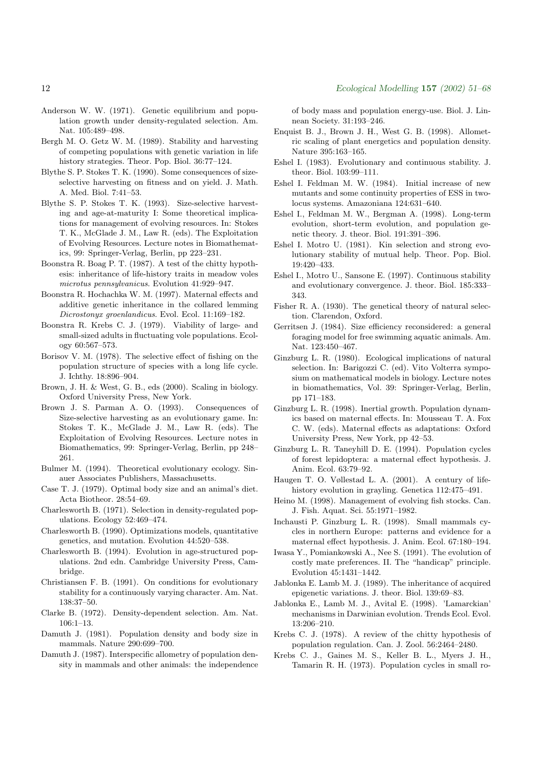Anderson W. W. (1971). Genetic equilibrium and population growth under density-regulated selection. Am. Nat. 105:489–498.

Bergh M. O. Getz W. M. (1989). Stability and harvesting of competing populations with genetic variation in life history strategies. Theor. Pop. Biol. 36:77–124.

Blythe S. P. Stokes T. K. (1990). Some consequences of size-selective harvesting on fitness and on yield. J. Math. A. Med. Biol. 7:41–53.

Blythe S. P. Stokes T. K. (1993). Size-selective harvesting and age-at-maturity I: Some theoretical implications for management of evolving resources. In: Stokes T. K., McGlade J. M., Law R. (eds). The Exploitation of Evolving Resources. Lecture notes in Biomathematics, 99: Springer-Verlag, Berlin, pp 223–231.

Boonstra R. Boag P. T. (1987). A test of the chitty hypothesis: inheritance of life-history traits in meadow voles *microtus pennsylvanicus*. Evolution 41:929–947.

Boonstra R. Hochachka W. M. (1997). Maternal effects and additive genetic inheritance in the collared lemming *Dicrostonyx groenlandicus*. Evol. Ecol. 11:169–182.

Boonstra R. Krebs C. J. (1979). Viability of large- and small-sized adults in fluctuating vole populations. Ecology 60:567–573.

Borisov V. M. (1978). The selective effect of fishing on the population structure of species with a long life cycle. J. Ichthy. 18:896–904.

Brown, J. H. & West, G. B., eds (2000). Scaling in biology. Oxford University Press, New York.

Brown J. S. Parman A. O. (1993). Consequences of Size-selective harvesting as an evolutionary game. In: Stokes T. K., McGlade J. M., Law R. (eds). The Exploitation of Evolving Resources. Lecture notes in Biomathematics, 99: Springer-Verlag, Berlin, pp 248–261.

Bulmer M. (1994). Theoretical evolutionary ecology. Sinauer Associates Publishers, Massachusetts.

Case T. J. (1979). Optimal body size and an animal's diet. Acta Biotheor. 28:54–69.

Charlesworth B. (1971). Selection in density-regulated populations. Ecology 52:469–474.

Charlesworth B. (1990). Optimizations models, quantitative genetics, and mutation. Evolution 44:520–538.

Charlesworth B. (1994). Evolution in age-structured populations. 2nd edn. Cambridge University Press, Cambridge.

Christiansen F. B. (1991). On conditions for evolutionary stability for a continuously varying character. Am. Nat. 138:37–50.

Clarke B. (1972). Density-dependent selection. Am. Nat. 106:1–13.

Damuth J. (1981). Population density and body size in mammals. Nature 290:699–700.

Damuth J. (1987). Interspecific allometry of population density in mammals and other animals: the independence of body mass and population energy-use. Biol. J. Linnean Society. 31:193–246.

Enquist B. J., Brown J. H., West G. B. (1998). Allometric scaling of plant energetics and population density. Nature 395:163–165.

Eshel I. (1983). Evolutionary and continuous stability. J. theor. Biol. 103:99–111.

Eshel I. Feldman M. W. (1984). Initial increase of new mutants and some continuity properties of ESS in two-locus systems. Amazoniana 124:631–640.

Eshel I., Feldman M. W., Bergman A. (1998). Long-term evolution, short-term evolution, and population genetic theory. J. theor. Biol. 191:391–396.

Eshel I. Motro U. (1981). Kin selection and strong evolutionary stability of mutual help. Theor. Pop. Biol. 19:420–433.

Eshel I., Motro U., Sansone E. (1997). Continuous stability and evolutionary convergence. J. theor. Biol. 185:333–343.

Fisher R. A. (1930). The genetical theory of natural selection. Clarendon, Oxford.

Gerritsen J. (1984). Size efficiency reconsidered: a general foraging model for free swimming aquatic animals. Am. Nat. 123:450–467.

Ginzburg L. R. (1980). Ecological implications of natural selection. In: Barigozzi C. (ed). Vito Volterra symposium on mathematical models in biology. Lecture notes in biomathematics, Vol. 39: Springer-Verlag, Berlin, pp 171–183.

Ginzburg L. R. (1998). Inertial growth. Population dynamics based on maternal effects. In: Mousseau T. A. Fox C. W. (eds). Maternal effects as adaptations: Oxford University Press, New York, pp 42–53.

Ginzburg L. R. Taneyhill D. E. (1994). Population cycles of forest lepidoptera: a maternal effect hypothesis. J. Anim. Ecol. 63:79–92.

Haugen T. O. Vøllestad L. A. (2001). A century of life-history evolution in grayling. Genetica 112:475–491.

Heino M. (1998). Management of evolving fish stocks. Can. J. Fish. Aquat. Sci. 55:1971–1982.

Inchausti P. Ginzburg L. R. (1998). Small mammals cycles in northern Europe: patterns and evidence for a maternal effect hypothesis. J. Anim. Ecol. 67:180–194.

Iwasa Y., Pomiankowski A., Nee S. (1991). The evolution of costly mate preferences. II. The "handicap" principle. Evolution 45:1431–1442.

Jablonka E. Lamb M. J. (1989). The inheritance of acquired epigenetic variations. J. theor. Biol. 139:69–83.

Jablonka E., Lamb M. J., Avital E. (1998). 'Lamarckian' mechanisms in Darwinian evolution. Trends Ecol. Evol. 13:206–210.

Krebs C. J. (1978). A review of the chitty hypothesis of population regulation. Can. J. Zool. 56:2464–2480.

Krebs C. J., Gaines M. S., Keller B. L., Myers J. H., Tamarin R. H. (1973). Population cycles in small ro-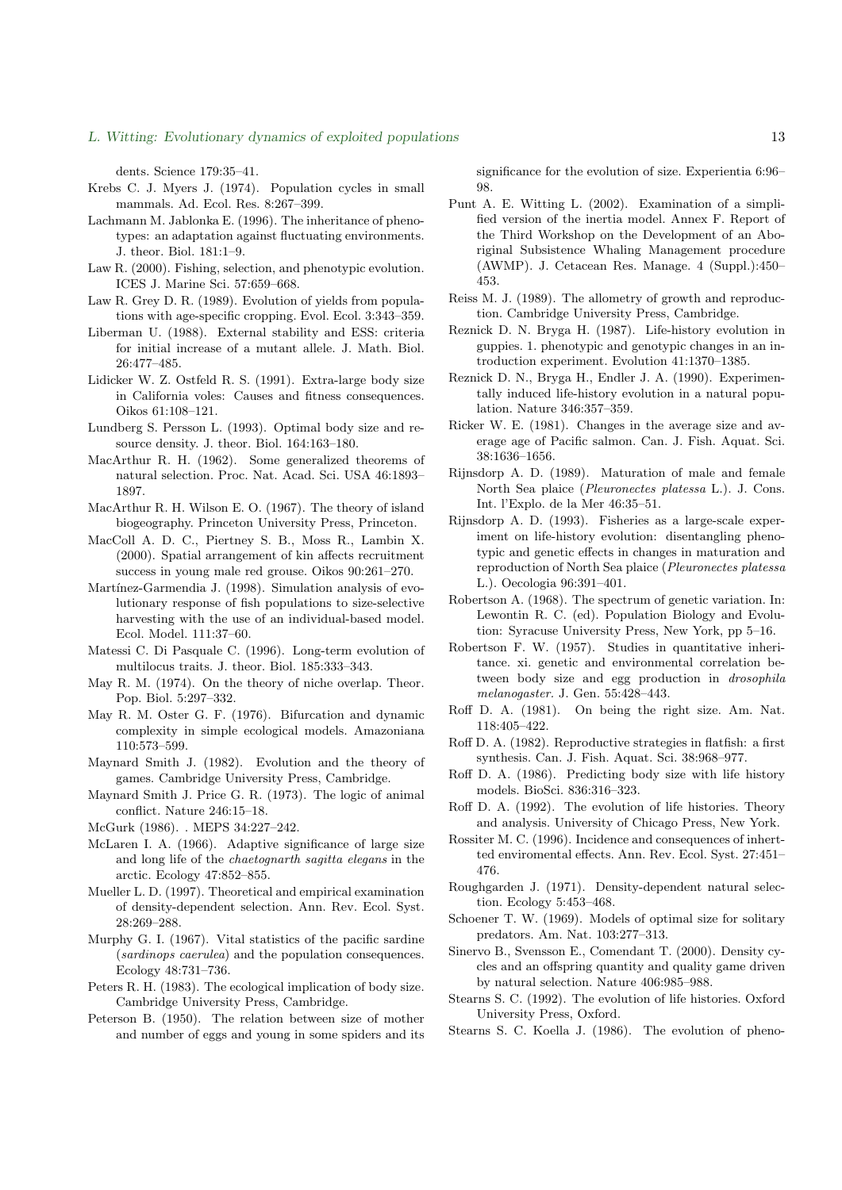dents. Science 179:35–41.

Krebs C. J. Myers J. (1974). Population cycles in small mammals. Ad. Ecol. Res. 8:267–399.

Lachmann M. Jablonka E. (1996). The inheritance of phenotypes: an adaptation against fluctuating environments. J. theor. Biol. 181:1–9.

Law R. (2000). Fishing, selection, and phenotypic evolution. ICES J. Marine Sci. 57:659–668.

Law R. Grey D. R. (1989). Evolution of yields from populations with age-specific cropping. Evol. Ecol. 3:343–359.

Liberman U. (1988). External stability and ESS: criteria for initial increase of a mutant allele. J. Math. Biol. 26:477–485.

Lidicker W. Z. Ostfeld R. S. (1991). Extra-large body size in California voles: Causes and fitness consequences. Oikos 61:108–121.

Lundberg S. Persson L. (1993). Optimal body size and resource density. J. theor. Biol. 164:163–180.

MacArthur R. H. (1962). Some generalized theorems of natural selection. Proc. Nat. Acad. Sci. USA 46:1893–1897.

MacArthur R. H. Wilson E. O. (1967). The theory of island biogeography. Princeton University Press, Princeton.

MacColl A. D. C., Piertney S. B., Moss R., Lambin X. (2000). Spatial arrangement of kin affects recruitment success in young male red grouse. Oikos 90:261–270.

Martínez-Garmendia J. (1998). Simulation analysis of evolutionary response of fish populations to size-selective harvesting with the use of an individual-based model. Ecol. Model. 111:37–60.

Matessi C. Di Pasquale C. (1996). Long-term evolution of multilocus traits. J. theor. Biol. 185:333–343.

May R. M. (1974). On the theory of niche overlap. Theor. Pop. Biol. 5:297–332.

May R. M. Oster G. F. (1976). Bifurcation and dynamic complexity in simple ecological models. Amazoniana 110:573–599.

Maynard Smith J. (1982). Evolution and the theory of games. Cambridge University Press, Cambridge.

Maynard Smith J. Price G. R. (1973). The logic of animal conflict. Nature 246:15–18.

McGurk (1986). . MEPS 34:227–242.

McLaren I. A. (1966). Adaptive significance of large size and long life of the *chaetognarth sagitta elegans* in the arctic. Ecology 47:852–855.

Mueller L. D. (1997). Theoretical and empirical examination of density-dependent selection. Ann. Rev. Ecol. Syst. 28:269–288.

Murphy G. I. (1967). Vital statistics of the pacific sardine (*sardinops caerulea*) and the population consequences. Ecology 48:731–736.

Peters R. H. (1983). The ecological implication of body size. Cambridge University Press, Cambridge.

Peterson B. (1950). The relation between size of mother and number of eggs and young in some spiders and its significance for the evolution of size. Experientia 6:96–98.

Punt A. E. Witting L. (2002). Examination of a simplified version of the inertia model. Annex F. Report of the Third Workshop on the Development of an Aboriginal Subsistence Whaling Management procedure (AWMP). J. Cetacean Res. Manage. 4 (Suppl.):450–453.

Reiss M. J. (1989). The allometry of growth and reproduction. Cambridge University Press, Cambridge.

Reznick D. N. Bryga H. (1987). Life-history evolution in guppies. 1. phenotypic and genotypic changes in an introduction experiment. Evolution 41:1370–1385.

Reznick D. N., Bryga H., Endler J. A. (1990). Experimentally induced life-history evolution in a natural population. Nature 346:357–359.

Ricker W. E. (1981). Changes in the average size and average age of Pacific salmon. Can. J. Fish. Aquat. Sci. 38:1636–1656.

Rijnsdorp A. D. (1989). Maturation of male and female North Sea plaice (*Pleuronectes platessa* L.). J. Cons. Int. l'Explo. de la Mer 46:35–51.

Rijnsdorp A. D. (1993). Fisheries as a large-scale experiment on life-history evolution: disentangling phenotypic and genetic effects in changes in maturation and reproduction of North Sea plaice (*Pleuronectes platessa* L.). Oecologia 96:391–401.

Robertson A. (1968). The spectrum of genetic variation. In: Lewontin R. C. (ed). Population Biology and Evolution: Syracuse University Press, New York, pp 5–16.

Robertson F. W. (1957). Studies in quantitative inheritance. xi. genetic and environmental correlation between body size and egg production in *drosophila melanogaster*. J. Gen. 55:428–443.

Roff D. A. (1981). On being the right size. Am. Nat. 118:405–422.

Roff D. A. (1982). Reproductive strategies in flatfish: a first synthesis. Can. J. Fish. Aquat. Sci. 38:968–977.

Roff D. A. (1986). Predicting body size with life history models. BioSci. 836:316–323.

Roff D. A. (1992). The evolution of life histories. Theory and analysis. University of Chicago Press, New York.

Rossiter M. C. (1996). Incidence and consequences of inhertted enviromental effects. Ann. Rev. Ecol. Syst. 27:451–476.

Roughgarden J. (1971). Density-dependent natural selection. Ecology 5:453–468.

Schoener T. W. (1969). Models of optimal size for solitary predators. Am. Nat. 103:277–313.

Sinervo B., Svensson E., Comendant T. (2000). Density cycles and an offspring quantity and quality game driven by natural selection. Nature 406:985–988.

Stearns S. C. (1992). The evolution of life histories. Oxford University Press, Oxford.

Stearns S. C. Koella J. (1986). The evolution of pheno-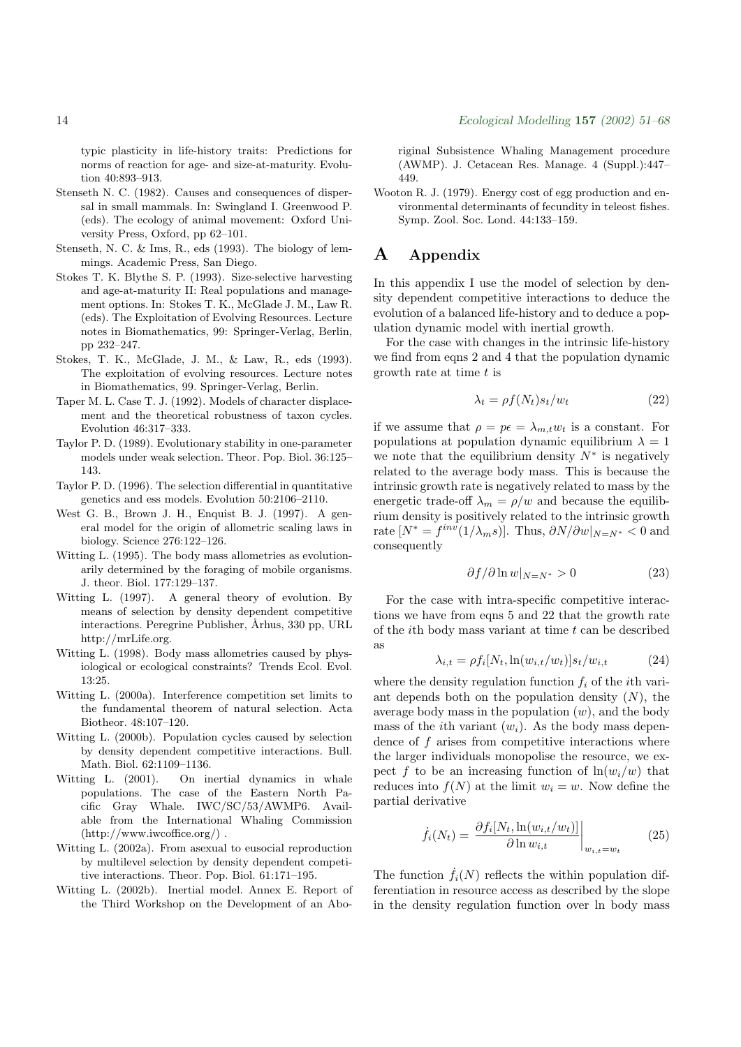typic plasticity in life-history traits: Predictions for norms of reaction for age- and size-at-maturity. Evolution 40:893–913.

Stenseth N. C. (1982). Causes and consequences of dispersal in small mammals. In: Swingland I. Greenwood P. (eds). The ecology of animal movement: Oxford University Press, Oxford, pp 62–101.

Stenseth, N. C. & Ims, R., eds (1993). The biology of lemmings. Academic Press, San Diego.

Stokes T. K. Blythe S. P. (1993). Size-selective harvesting and age-at-maturity II: Real populations and management options. In: Stokes T. K., McGlade J. M., Law R. (eds). The Exploitation of Evolving Resources. Lecture notes in Biomathematics, 99: Springer-Verlag, Berlin, pp 232–247.

Stokes, T. K., McGlade, J. M., & Law, R., eds (1993). The exploitation of evolving resources. Lecture notes in Biomathematics, 99. Springer-Verlag, Berlin.

Taper M. L. Case T. J. (1992). Models of character displacement and the theoretical robustness of taxon cycles. Evolution 46:317–333.

Taylor P. D. (1989). Evolutionary stability in one-parameter models under weak selection. Theor. Pop. Biol. 36:125–143.

Taylor P. D. (1996). The selection differential in quantitative genetics and ess models. Evolution 50:2106–2110.

West G. B., Brown J. H., Enquist B. J. (1997). A general model for the origin of allometric scaling laws in biology. Science 276:122–126.

Witting L. (1995). The body mass allometries as evolutionarily determined by the foraging of mobile organisms. J. theor. Biol. 177:129–137.

Witting L. (1997). A general theory of evolution. By means of selection by density dependent competitive interactions. Peregrine Publisher, Århus, 330 pp, URL http://mrLife.org.

Witting L. (1998). Body mass allometries caused by physiological or ecological constraints? Trends Ecol. Evol. 13:25.

Witting L. (2000a). Interference competition set limits to the fundamental theorem of natural selection. Acta Biotheor. 48:107–120.

Witting L. (2000b). Population cycles caused by selection by density dependent competitive interactions. Bull. Math. Biol. 62:1109–1136.

Witting L. (2001). On inertial dynamics in whale populations. The case of the Eastern North Pacific Gray Whale. IWC/SC/53/AWMP6. Available from the International Whaling Commission (http://www.iwcoffice.org/) .

Witting L. (2002a). From asexual to eusocial reproduction by multilevel selection by density dependent competitive interactions. Theor. Pop. Biol. 61:171–195.

Witting L. (2002b). Inertial model. Annex E. Report of the Third Workshop on the Development of an Aboriginal Subsistence Whaling Management procedure (AWMP). J. Cetacean Res. Manage. 4 (Suppl.):447–449.

Wooton R. J. (1979). Energy cost of egg production and environmental determinants of fecundity in teleost fishes. Symp. Zool. Soc. Lond. 44:133–159.

# A Appendix

In this appendix I use the model of selection by density dependent competitive interactions to deduce the evolution of a balanced life-history and to deduce a population dynamic model with inertial growth.

For the case with changes in the intrinsic life-history we find from eqns 2 and 4 that the population dynamic growth rate at time $t$ is

$$\lambda_t = \rho f(N_t) s_t / w_t \tag{22}$$

if we assume that $\rho = p\epsilon = \lambda_{m,t} w_t$ is a constant. For populations at population dynamic equilibrium $\lambda = 1$ we note that the equilibrium density $N^*$ is negatively related to the average body mass. This is because the intrinsic growth rate is negatively related to mass by the energetic trade-off $\lambda_m = \rho/w$ and because the equilibrium density is positively related to the intrinsic growth rate $[N^* = f^{inv}(1/\lambda_m s)]$. Thus, $\partial N/\partial w|_{N=N^*} < 0$ and consequently

$$\partial f/\partial \ln w|_{N=N^*} > 0 \tag{23}$$

For the case with intra-specific competitive interactions we have from eqns 5 and 22 that the growth rate of the $i$th body mass variant at time $t$ can be described as

$$\lambda_{i,t} = \rho f_i[N_t, \ln(w_{i,t}/w_t)] s_t / w_{i,t} \tag{24}$$

where the density regulation function $f_i$ of the $i$th variant depends both on the population density ($N$), the average body mass in the population ($w$), and the body mass of the $i$th variant ($w_i$). As the body mass dependence of $f$ arises from competitive interactions where the larger individuals monopolise the resource, we expect $f$ to be an increasing function of $\ln(w_i/w)$ that reduces into $f(N)$ at the limit $w_i = w$. Now define the partial derivative

$$\dot{f}_i(N_t) = \left. \frac{\partial f_i[N_t, \ln(w_{i,t}/w_t)]}{\partial \ln w_{i,t}} \right|_{w_{i,t}=w_t} \tag{25}$$

The function $\dot{f}_i(N)$ reflects the within population differentiation in resource access as described by the slope in the density regulation function over ln body mass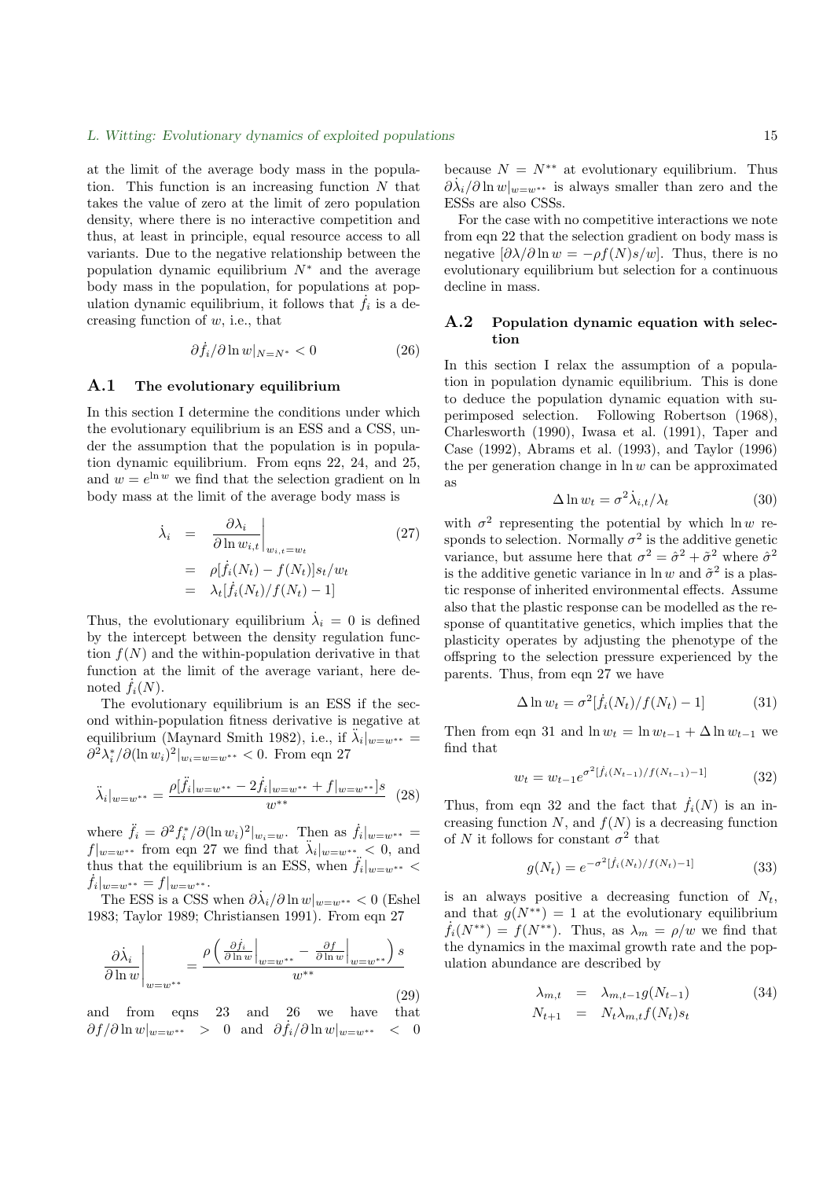at the limit of the average body mass in the population. This function is an increasing function $N$ that takes the value of zero at the limit of zero population density, where there is no interactive competition and thus, at least in principle, equal resource access to all variants. Due to the negative relationship between the population dynamic equilibrium $N^*$ and the average body mass in the population, for populations at population dynamic equilibrium, it follows that $\dot{f}_i$ is a decreasing function of $w$, i.e., that

$$\partial \dot{f}_i / \partial \ln w|_{N=N^*} < 0 \tag{26}$$

## A.1 The evolutionary equilibrium

In this section I determine the conditions under which the evolutionary equilibrium is an ESS and a CSS, under the assumption that the population is in population dynamic equilibrium. From eqns 22, 24, and 25, and $w = e^{\ln w}$ we find that the selection gradient on ln body mass at the limit of the average body mass is

$$\begin{aligned} \dot{\lambda}_i &= \left. \frac{\partial \lambda_i}{\partial \ln w_{i,t}} \right|_{w_{i,t}=w_t} \\ &= \rho[\dot{f}_i(N_t) - f(N_t)]s_t/w_t \\ &= \lambda_t[\dot{f}_i(N_t)/f(N_t) - 1] \end{aligned} \tag{27}$$

Thus, the evolutionary equilibrium $\dot{\lambda}_i = 0$ is defined by the intercept between the density regulation function $f(N)$ and the within-population derivative in that function at the limit of the average variant, here denoted $\dot{f}_i(N)$.

The evolutionary equilibrium is an ESS if the second within-population fitness derivative is negative at equilibrium (Maynard Smith 1982), i.e., if $\ddot{\lambda}_i|_{w=w^{**}} = \partial^2 \lambda_i^* / \partial (\ln w_i)^2|_{w_i=w=w^{**}} < 0$. From eqn 27

$$\ddot{\lambda}_i|_{w=w^{**}} = \frac{\rho[\ddot{f}_i|_{w=w^{**}} - 2\dot{f}_i|_{w=w^{**}} + f|_{w=w^{**}}]s}{w^{**}} \tag{28}$$

where $\ddot{f}_i = \partial^2 f_i^* / \partial (\ln w_i)^2|_{w_i=w}$. Then as $\dot{f}_i|_{w=w^{**}} = f|_{w=w^{**}}$ from eqn 27 we find that $\ddot{\lambda}_i|_{w=w^{**}} < 0$, and thus that the equilibrium is an ESS, when $\ddot{f}_i|_{w=w^{**}} < \dot{f}_i|_{w=w^{**}} = f|_{w=w^{**}}$.

The ESS is a CSS when $\partial \dot{\lambda}_i / \partial \ln w|_{w=w^{**}} < 0$ (Eshel 1983; Taylor 1989; Christiansen 1991). From eqn 27

$$\left. \frac{\partial \dot{\lambda}_i}{\partial \ln w} \right|_{w=w^{**}} = \frac{\rho \left( \left. \frac{\partial \dot{f}_i}{\partial \ln w} \right|_{w=w^{**}} - \left. \frac{\partial f}{\partial \ln w} \right|_{w=w^{**}} \right) s}{w^{**}} \tag{29}$$

and from eqns 23 and 26 we have that $\partial f / \partial \ln w|_{w=w^{**}} > 0$ and $\partial \dot{f}_i / \partial \ln w|_{w=w^{**}} < 0$ because $N = N^{**}$ at evolutionary equilibrium. Thus $\partial \dot{\lambda}_i / \partial \ln w|_{w=w^{**}}$ is always smaller than zero and the ESSs are also CSSs.

For the case with no competitive interactions we note from eqn 22 that the selection gradient on body mass is negative $[\partial \lambda / \partial \ln w = -\rho f(N)s/w]$. Thus, there is no evolutionary equilibrium but selection for a continuous decline in mass.

## A.2 Population dynamic equation with selection

In this section I relax the assumption of a population in population dynamic equilibrium. This is done to deduce the population dynamic equation with superimposed selection. Following Robertson (1968), Charlesworth (1990), Iwasa et al. (1991), Taper and Case (1992), Abrams et al. (1993), and Taylor (1996) the per generation change in $\ln w$ can be approximated as

$$\Delta \ln w_t = \sigma^2 \dot{\lambda}_{i,t} / \lambda_t \tag{30}$$

with $\sigma^2$ representing the potential by which $\ln w$ responds to selection. Normally $\sigma^2$ is the additive genetic variance, but assume here that $\sigma^2 = \hat{\sigma}^2 + \tilde{\sigma}^2$ where $\hat{\sigma}^2$ is the additive genetic variance in $\ln w$ and $\tilde{\sigma}^2$ is a plastic response of inherited environmental effects. Assume also that the plastic response can be modelled as the response of quantitative genetics, which implies that the plasticity operates by adjusting the phenotype of the offspring to the selection pressure experienced by the parents. Thus, from eqn 27 we have

$$\Delta \ln w_t = \sigma^2 [\dot{f}_i(N_t)/f(N_t) - 1] \tag{31}$$

Then from eqn 31 and $\ln w_t = \ln w_{t-1} + \Delta \ln w_{t-1}$ we find that

$$w_t = w_{t-1} e^{\sigma^2 [\dot{f}_i(N_{t-1})/f(N_{t-1}) - 1]} \tag{32}$$

Thus, from eqn 32 and the fact that $\dot{f}_i(N)$ is an increasing function $N$, and $f(N)$ is a decreasing function of $N$ it follows for constant $\sigma^2$ that

$$g(N_t) = e^{-\sigma^2 [\dot{f}_i(N_t)/f(N_t) - 1]} \tag{33}$$

is an always positive a decreasing function of $N_t$, and that $g(N^{**}) = 1$ at the evolutionary equilibrium $\dot{f}_i(N^{**}) = f(N^{**})$. Thus, as $\lambda_m = \rho/w$ we find that the dynamics in the maximal growth rate and the population abundance are described by

$$\begin{aligned} \lambda_{m,t} &= \lambda_{m,t-1} g(N_{t-1}) \\ N_{t+1} &= N_t \lambda_{m,t} f(N_t) s_t \end{aligned} \tag{34}$$